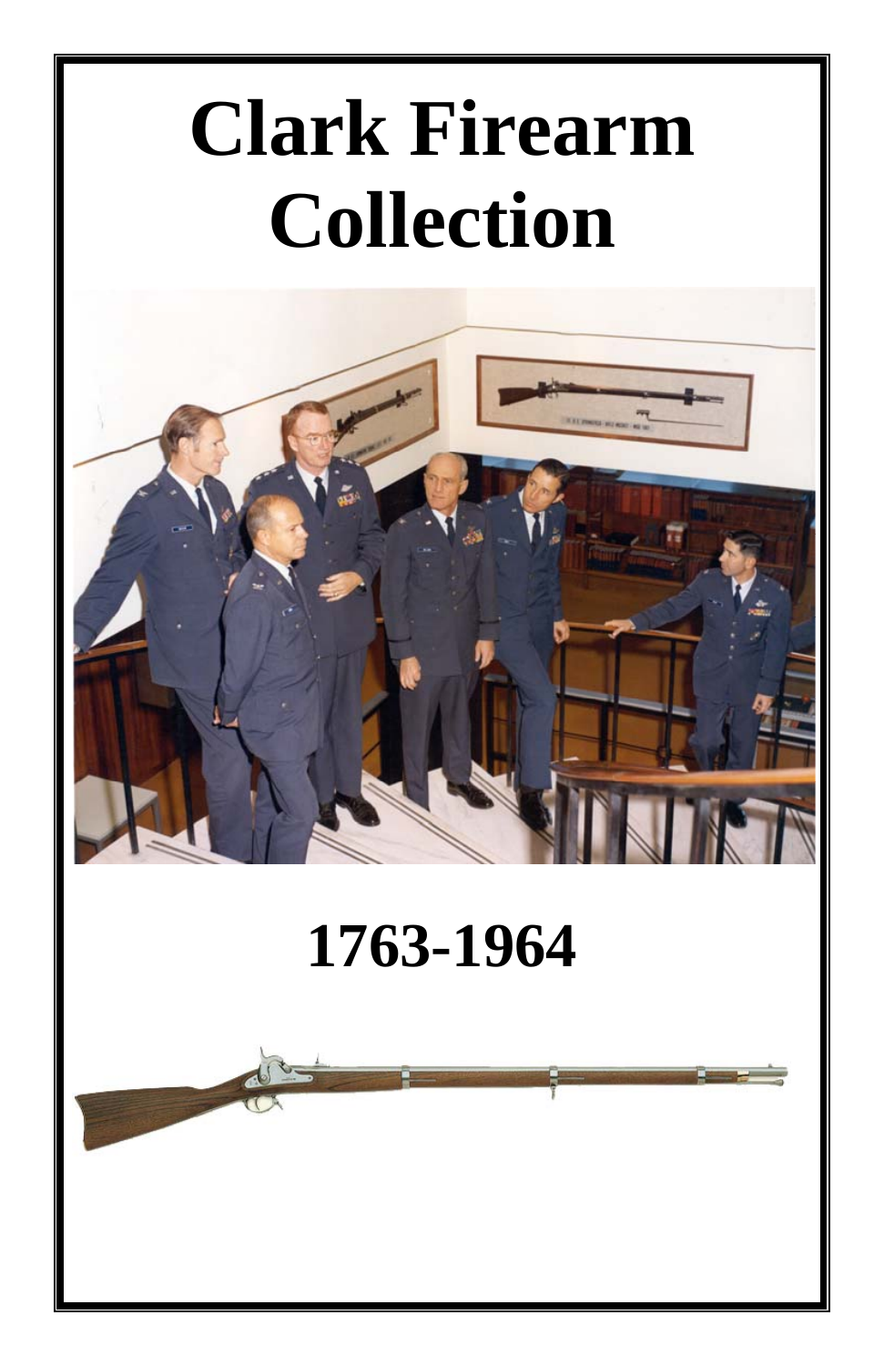# Clark Firearm Collection

## 1763-1964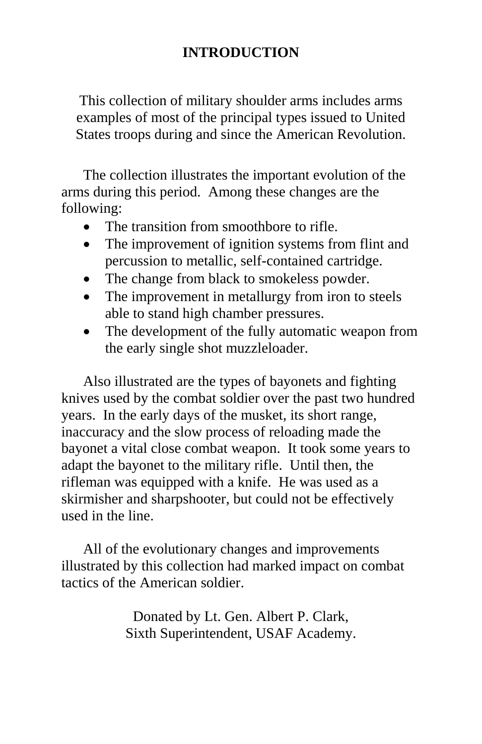# INTRODUCTION

This collection of military shoulder arms includes arms examples of most of the principal types issued to United States troops during and since the American Revolution.

The collection illustrates the important evolution of the arms during this period. Among these changes are the following:

- The transition from smoothbore to rifle.
- The improvement of ignition systems from flint and percussion to metallic, self-contained cartridge.
- The change from black to smokeless powder.
- The improvement in metallurgy from iron to steels able to stand high chamber pressures.
- The development of the fully automatic weapon from the early single shot muzzleloader.

Also illustrated are the types of bayonets and fighting knives used by the combat soldier over the past two hundred years. In the early days of the musket, its short range, inaccuracy and the slow process of reloading made the bayonet a vital close combat weapon. It took some years to adapt the bayonet to the military rifle. Until then, the rifleman was equipped with a knife. He was used as a skirmisher and sharpshooter, but could not be effectively used in the line.

All of the evolutionary changes and improvements illustrated by this collection had marked impact on combat tactics of the American soldier.

Donated by Lt. Gen. Albert P. Clark,
Sixth Superintendent, USAF Academy.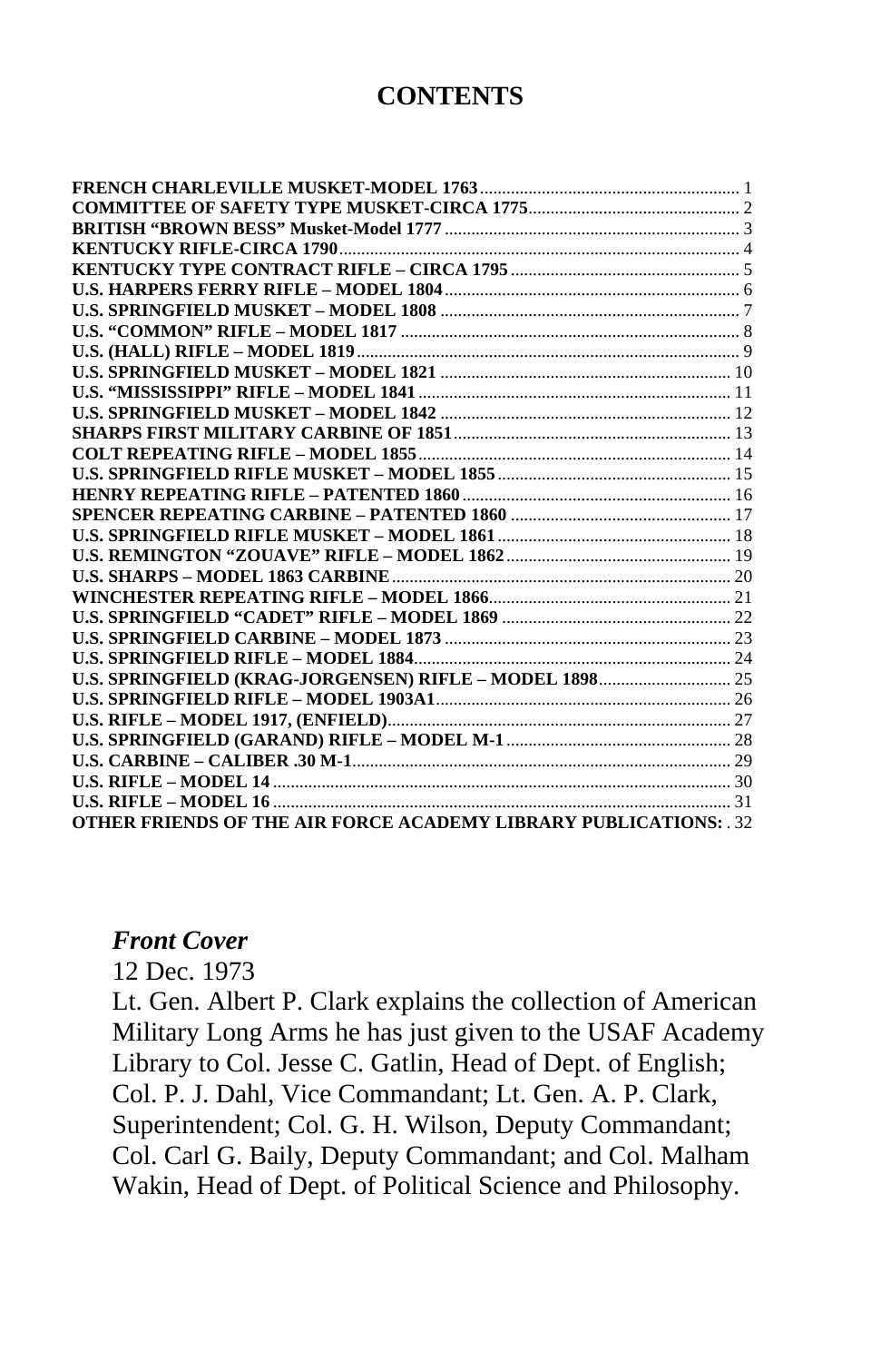# CONTENTS

**FRENCH CHARLEVILLE MUSKET-MODEL 1763** ........ 1
**COMMITTEE OF SAFETY TYPE MUSKET-CIRCA 1775** ........ 2
**BRITISH "BROWN BESS" Musket-Model 1777** ........ 3
**KENTUCKY RIFLE-CIRCA 1790** ........ 4
**KENTUCKY TYPE CONTRACT RIFLE – CIRCA 1795** ........ 5
**U.S. HARPERS FERRY RIFLE – MODEL 1804** ........ 6
**U.S. SPRINGFIELD MUSKET – MODEL 1808** ........ 7
**U.S. "COMMON" RIFLE – MODEL 1817** ........ 8
**U.S. (HALL) RIFLE – MODEL 1819** ........ 9
**U.S. SPRINGFIELD MUSKET – MODEL 1821** ........ 10
**U.S. "MISSISSIPPI" RIFLE – MODEL 1841** ........ 11
**U.S. SPRINGFIELD MUSKET – MODEL 1842** ........ 12
**SHARPS FIRST MILITARY CARBINE OF 1851** ........ 13
**COLT REPEATING RIFLE – MODEL 1855** ........ 14
**U.S. SPRINGFIELD RIFLE MUSKET – MODEL 1855** ........ 15
**HENRY REPEATING RIFLE – PATENTED 1860** ........ 16
**SPENCER REPEATING CARBINE – PATENTED 1860** ........ 17
**U.S. SPRINGFIELD RIFLE MUSKET – MODEL 1861** ........ 18
**U.S. REMINGTON "ZOUAVE" RIFLE – MODEL 1862** ........ 19
**U.S. SHARPS – MODEL 1863 CARBINE** ........ 20
**WINCHESTER REPEATING RIFLE – MODEL 1866** ........ 21
**U.S. SPRINGFIELD "CADET" RIFLE – MODEL 1869** ........ 22
**U.S. SPRINGFIELD CARBINE – MODEL 1873** ........ 23
**U.S. SPRINGFIELD RIFLE – MODEL 1884** ........ 24
**U.S. SPRINGFIELD (KRAG-JORGENSEN) RIFLE – MODEL 1898** ........ 25
**U.S. SPRINGFIELD RIFLE – MODEL 1903A1** ........ 26
**U.S. RIFLE – MODEL 1917, (ENFIELD)** ........ 27
**U.S. SPRINGFIELD (GARAND) RIFLE – MODEL M-1** ........ 28
**U.S. CARBINE – CALIBER .30 M-1** ........ 29
**U.S. RIFLE – MODEL 14** ........ 30
**U.S. RIFLE – MODEL 16** ........ 31
**OTHER FRIENDS OF THE AIR FORCE ACADEMY LIBRARY PUBLICATIONS:** . 32

***Front Cover***
12 Dec. 1973
Lt. Gen. Albert P. Clark explains the collection of American Military Long Arms he has just given to the USAF Academy Library to Col. Jesse C. Gatlin, Head of Dept. of English; Col. P. J. Dahl, Vice Commandant; Lt. Gen. A. P. Clark, Superintendent; Col. G. H. Wilson, Deputy Commandant; Col. Carl G. Baily, Deputy Commandant; and Col. Malham Wakin, Head of Dept. of Political Science and Philosophy.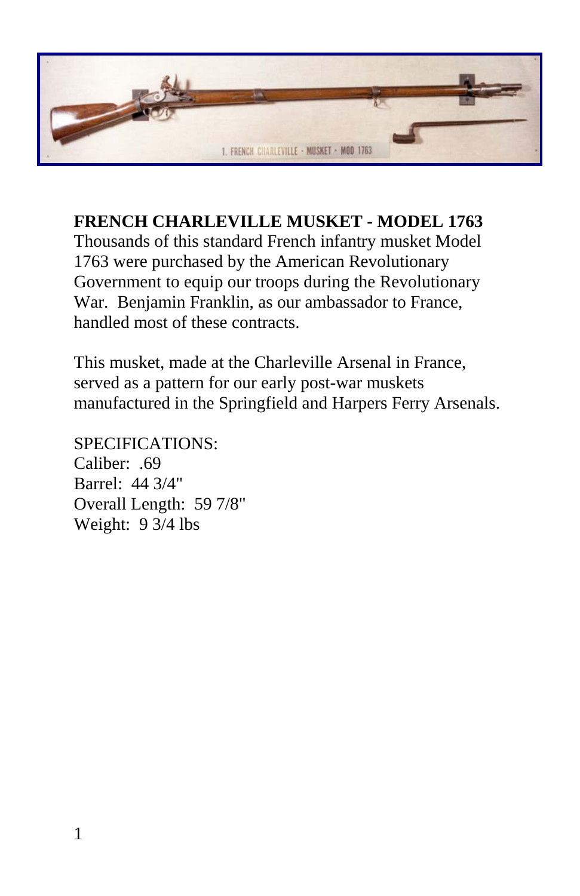**FRENCH CHARLEVILLE MUSKET - MODEL 1763**

Thousands of this standard French infantry musket Model 1763 were purchased by the American Revolutionary Government to equip our troops during the Revolutionary War. Benjamin Franklin, as our ambassador to France, handled most of these contracts.

This musket, made at the Charleville Arsenal in France, served as a pattern for our early post-war muskets manufactured in the Springfield and Harpers Ferry Arsenals.

SPECIFICATIONS:
Caliber: .69
Barrel: 44 3/4"
Overall Length: 59 7/8"
Weight: 9 3/4 lbs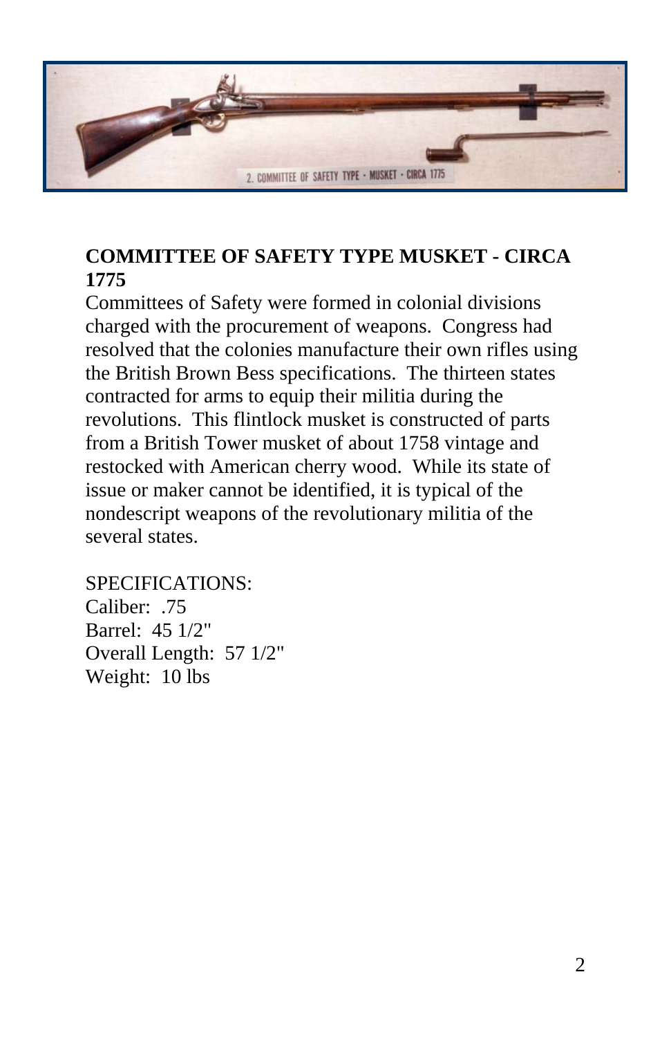**COMMITTEE OF SAFETY TYPE MUSKET - CIRCA 1775**

Committees of Safety were formed in colonial divisions charged with the procurement of weapons. Congress had resolved that the colonies manufacture their own rifles using the British Brown Bess specifications. The thirteen states contracted for arms to equip their militia during the revolutions. This flintlock musket is constructed of parts from a British Tower musket of about 1758 vintage and restocked with American cherry wood. While its state of issue or maker cannot be identified, it is typical of the nondescript weapons of the revolutionary militia of the several states.

SPECIFICATIONS:
Caliber: .75
Barrel: 45 1/2"
Overall Length: 57 1/2"
Weight: 10 lbs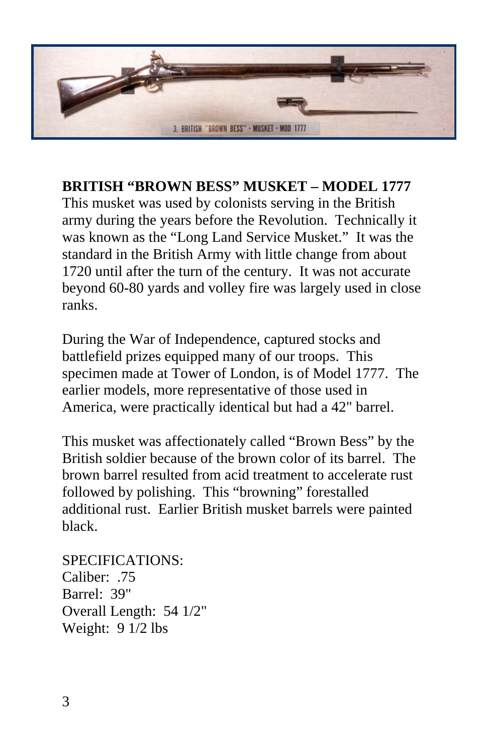**BRITISH "BROWN BESS" MUSKET – MODEL 1777**
This musket was used by colonists serving in the British army during the years before the Revolution. Technically it was known as the "Long Land Service Musket." It was the standard in the British Army with little change from about 1720 until after the turn of the century. It was not accurate beyond 60-80 yards and volley fire was largely used in close ranks.

During the War of Independence, captured stocks and battlefield prizes equipped many of our troops. This specimen made at Tower of London, is of Model 1777. The earlier models, more representative of those used in America, were practically identical but had a 42" barrel.

This musket was affectionately called "Brown Bess" by the British soldier because of the brown color of its barrel. The brown barrel resulted from acid treatment to accelerate rust followed by polishing. This "browning" forestalled additional rust. Earlier British musket barrels were painted black.

SPECIFICATIONS:
Caliber: .75
Barrel: 39"
Overall Length: 54 1/2"
Weight: 9 1/2 lbs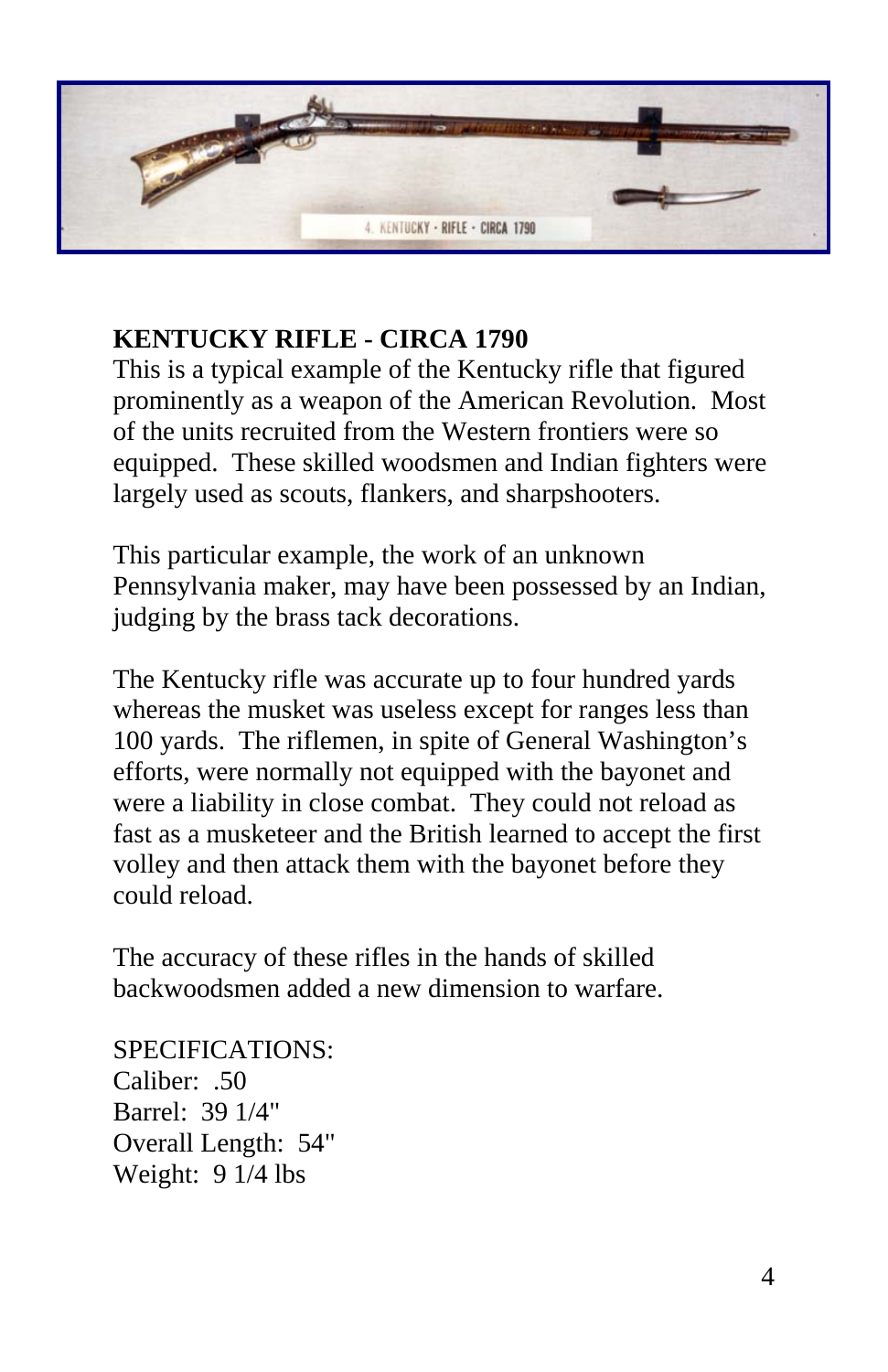## KENTUCKY RIFLE - CIRCA 1790

This is a typical example of the Kentucky rifle that figured prominently as a weapon of the American Revolution. Most of the units recruited from the Western frontiers were so equipped. These skilled woodsmen and Indian fighters were largely used as scouts, flankers, and sharpshooters.

This particular example, the work of an unknown Pennsylvania maker, may have been possessed by an Indian, judging by the brass tack decorations.

The Kentucky rifle was accurate up to four hundred yards whereas the musket was useless except for ranges less than 100 yards. The riflemen, in spite of General Washington's efforts, were normally not equipped with the bayonet and were a liability in close combat. They could not reload as fast as a musketeer and the British learned to accept the first volley and then attack them with the bayonet before they could reload.

The accuracy of these rifles in the hands of skilled backwoodsmen added a new dimension to warfare.

SPECIFICATIONS:
Caliber: .50
Barrel: 39 1/4"
Overall Length: 54"
Weight: 9 1/4 lbs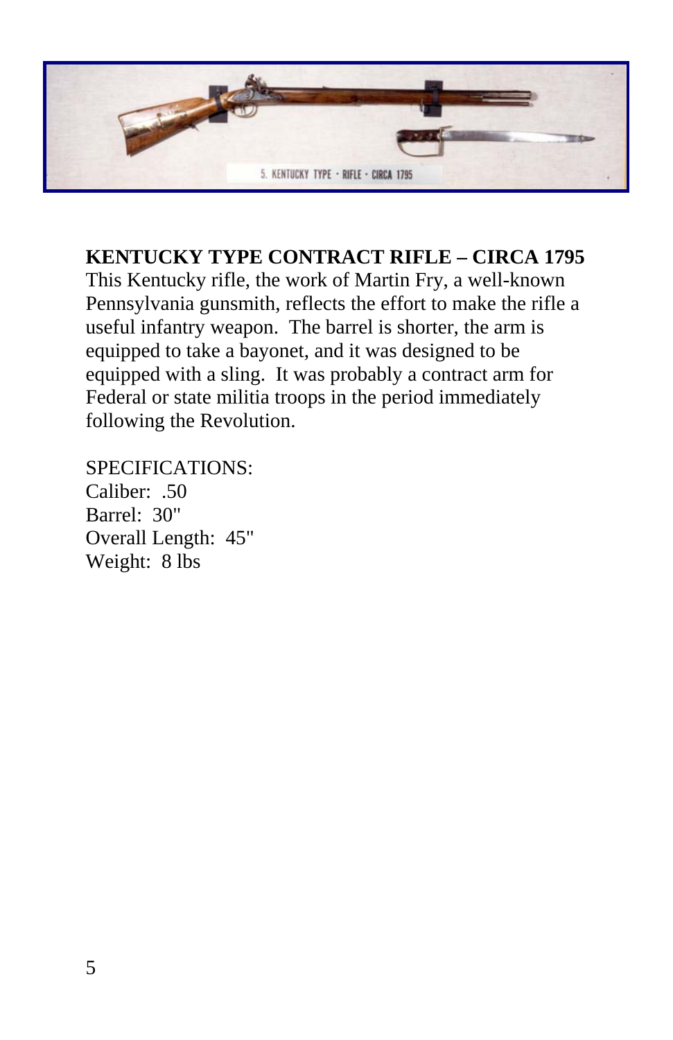**KENTUCKY TYPE CONTRACT RIFLE – CIRCA 1795**

This Kentucky rifle, the work of Martin Fry, a well-known Pennsylvania gunsmith, reflects the effort to make the rifle a useful infantry weapon. The barrel is shorter, the arm is equipped to take a bayonet, and it was designed to be equipped with a sling. It was probably a contract arm for Federal or state militia troops in the period immediately following the Revolution.

SPECIFICATIONS:
Caliber: .50
Barrel: 30"
Overall Length: 45"
Weight: 8 lbs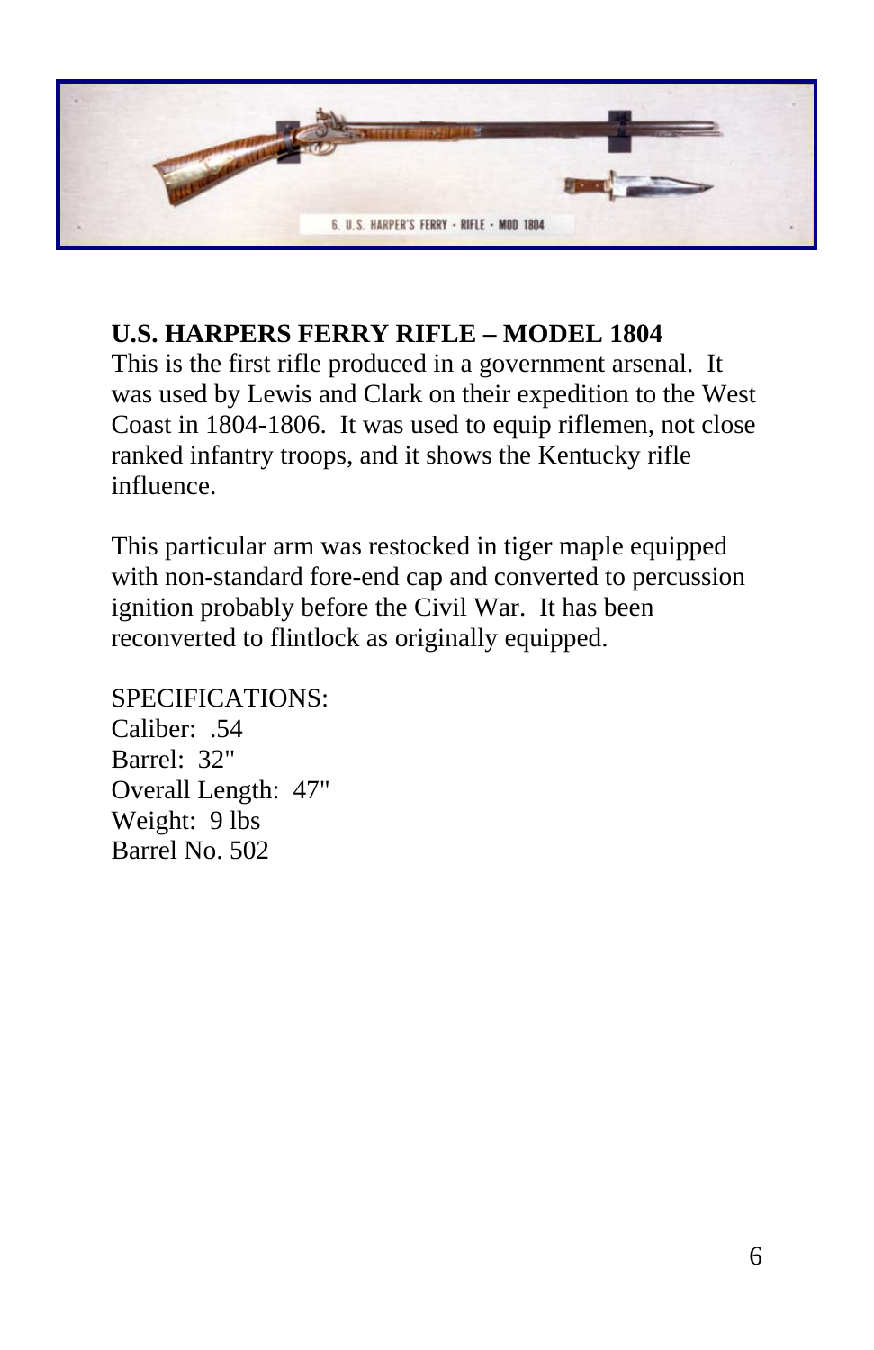**U.S. HARPERS FERRY RIFLE – MODEL 1804**
This is the first rifle produced in a government arsenal. It was used by Lewis and Clark on their expedition to the West Coast in 1804-1806. It was used to equip riflemen, not close ranked infantry troops, and it shows the Kentucky rifle influence.

This particular arm was restocked in tiger maple equipped with non-standard fore-end cap and converted to percussion ignition probably before the Civil War. It has been reconverted to flintlock as originally equipped.

SPECIFICATIONS:
Caliber: .54
Barrel: 32"
Overall Length: 47"
Weight: 9 lbs
Barrel No. 502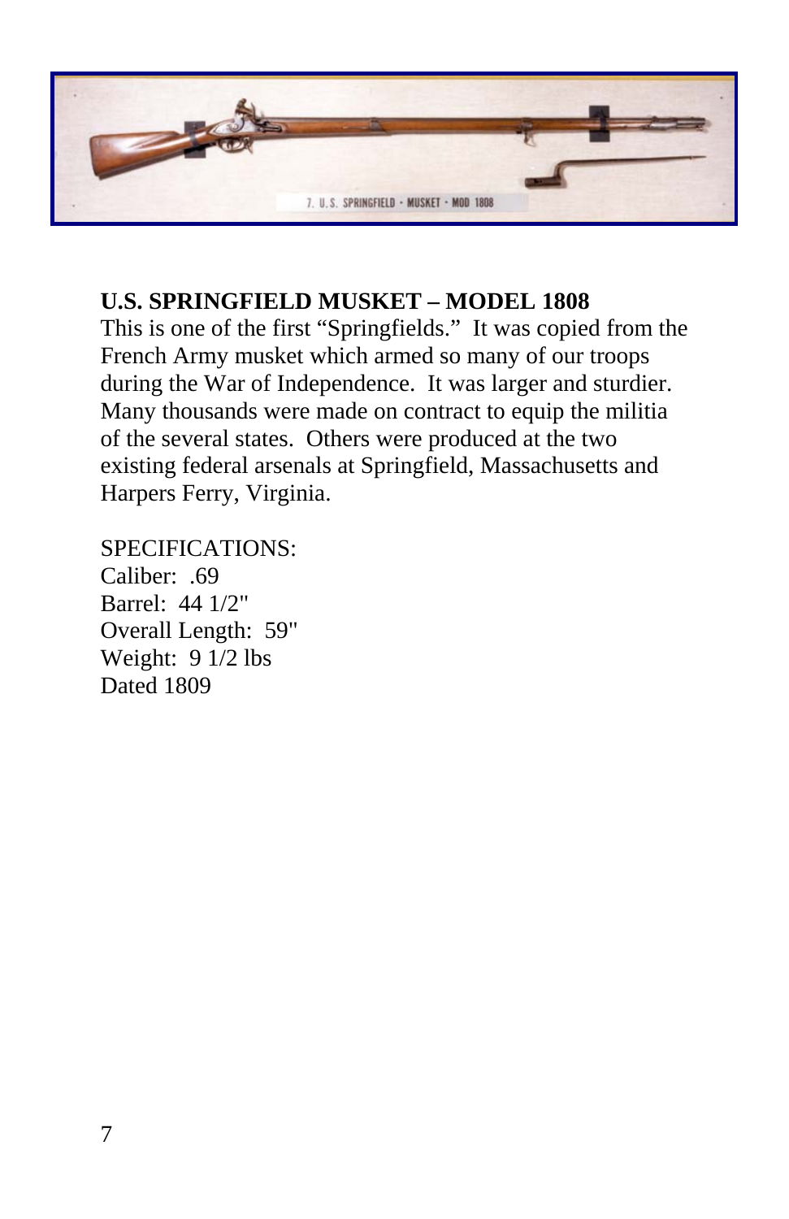**U.S. SPRINGFIELD MUSKET – MODEL 1808**

This is one of the first “Springfields.” It was copied from the French Army musket which armed so many of our troops during the War of Independence. It was larger and sturdier. Many thousands were made on contract to equip the militia of the several states. Others were produced at the two existing federal arsenals at Springfield, Massachusetts and Harpers Ferry, Virginia.

SPECIFICATIONS:
Caliber: .69
Barrel: 44 1/2"
Overall Length: 59"
Weight: 9 1/2 lbs
Dated 1809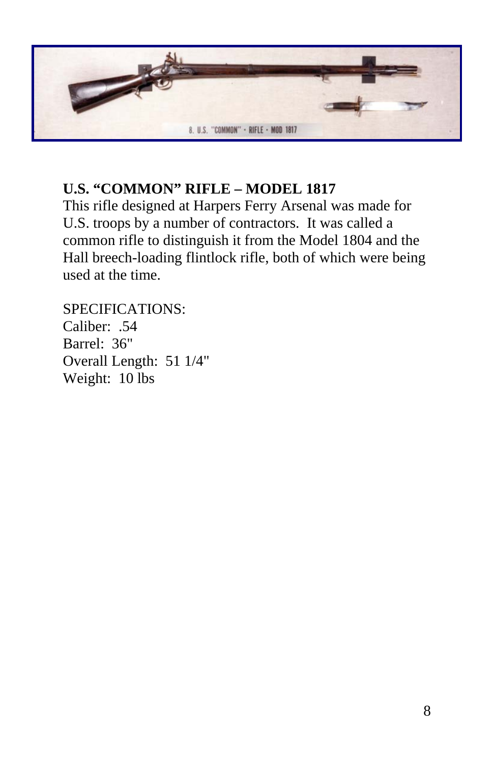**U.S. "COMMON" RIFLE – MODEL 1817**

This rifle designed at Harpers Ferry Arsenal was made for U.S. troops by a number of contractors. It was called a common rifle to distinguish it from the Model 1804 and the Hall breech-loading flintlock rifle, both of which were being used at the time.

SPECIFICATIONS:
Caliber: .54
Barrel: 36"
Overall Length: 51 1/4"
Weight: 10 lbs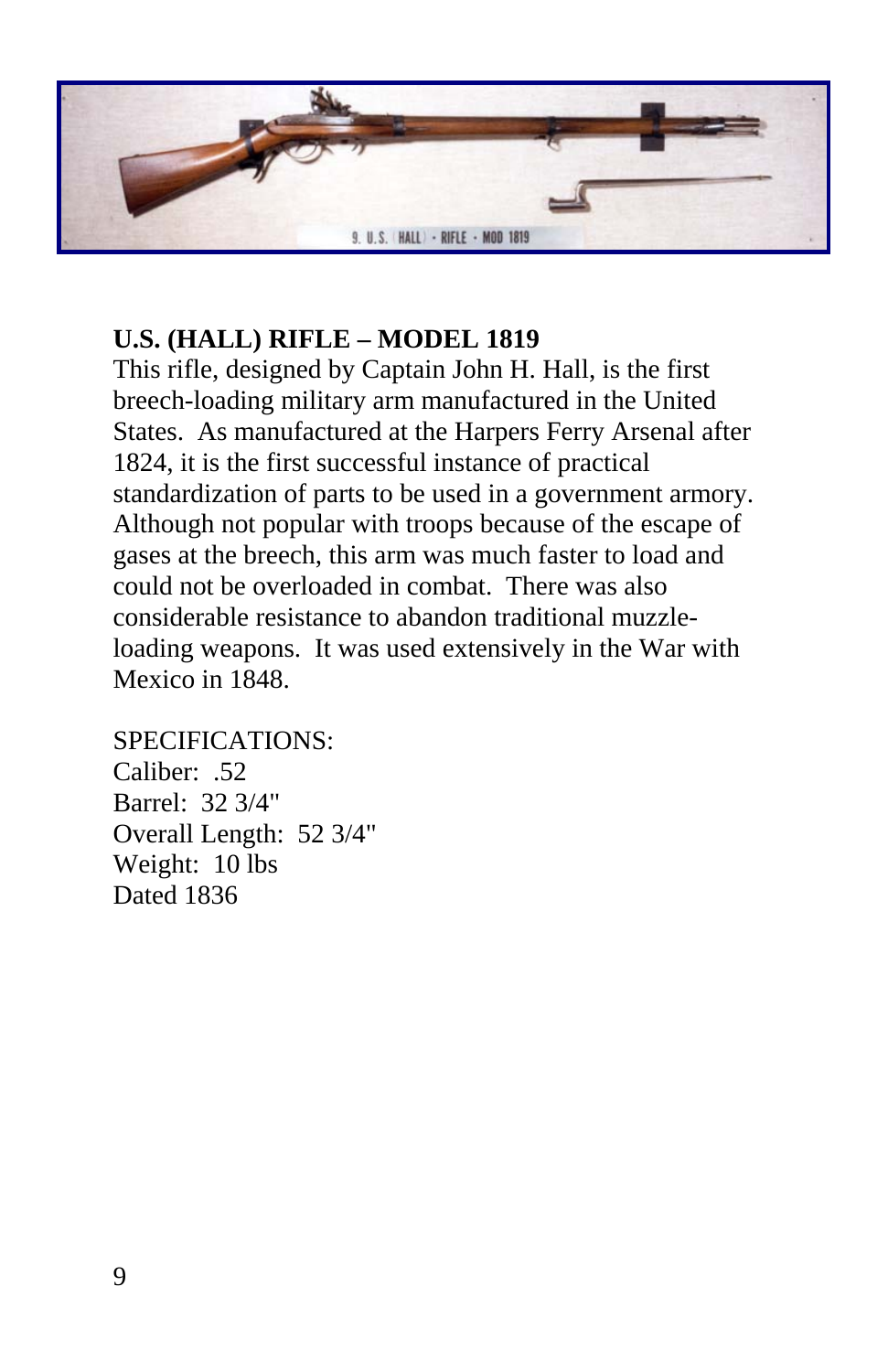**U.S. (HALL) RIFLE – MODEL 1819**

This rifle, designed by Captain John H. Hall, is the first breech-loading military arm manufactured in the United States. As manufactured at the Harpers Ferry Arsenal after 1824, it is the first successful instance of practical standardization of parts to be used in a government armory. Although not popular with troops because of the escape of gases at the breech, this arm was much faster to load and could not be overloaded in combat. There was also considerable resistance to abandon traditional muzzle-loading weapons. It was used extensively in the War with Mexico in 1848.

SPECIFICATIONS:
Caliber: .52
Barrel: 32 3/4"
Overall Length: 52 3/4"
Weight: 10 lbs
Dated 1836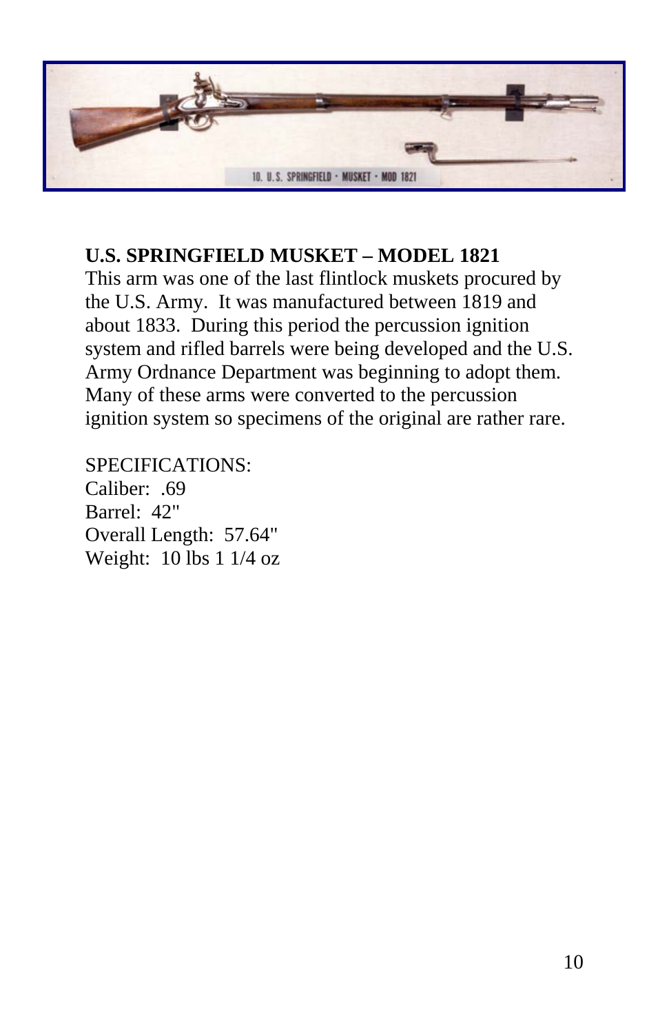**U.S. SPRINGFIELD MUSKET – MODEL 1821**

This arm was one of the last flintlock muskets procured by the U.S. Army. It was manufactured between 1819 and about 1833. During this period the percussion ignition system and rifled barrels were being developed and the U.S. Army Ordnance Department was beginning to adopt them. Many of these arms were converted to the percussion ignition system so specimens of the original are rather rare.

SPECIFICATIONS:
Caliber: .69
Barrel: 42"
Overall Length: 57.64"
Weight: 10 lbs 1 1/4 oz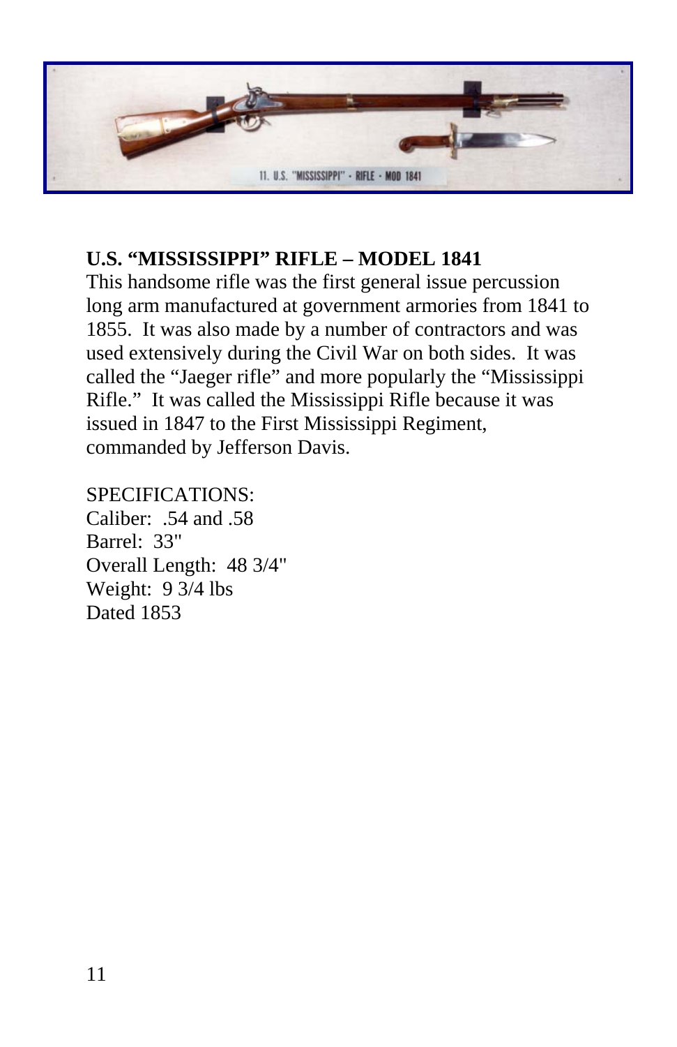**U.S. "MISSISSIPPI" RIFLE – MODEL 1841**

This handsome rifle was the first general issue percussion long arm manufactured at government armories from 1841 to 1855. It was also made by a number of contractors and was used extensively during the Civil War on both sides. It was called the "Jaeger rifle" and more popularly the "Mississippi Rifle." It was called the Mississippi Rifle because it was issued in 1847 to the First Mississippi Regiment, commanded by Jefferson Davis.

SPECIFICATIONS:
Caliber: .54 and .58
Barrel: 33"
Overall Length: 48 3/4"
Weight: 9 3/4 lbs
Dated 1853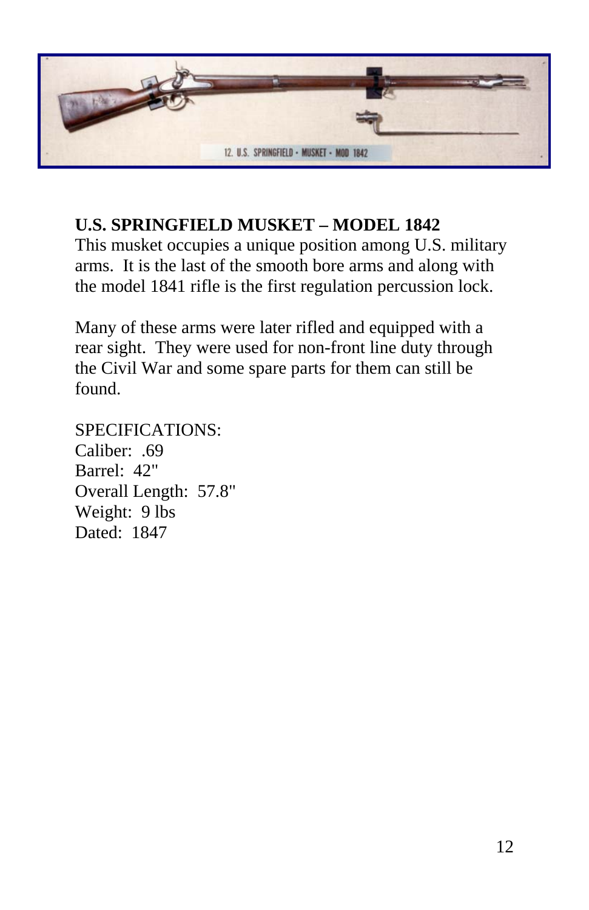**U.S. SPRINGFIELD MUSKET – MODEL 1842**

This musket occupies a unique position among U.S. military arms. It is the last of the smooth bore arms and along with the model 1841 rifle is the first regulation percussion lock.

Many of these arms were later rifled and equipped with a rear sight. They were used for non-front line duty through the Civil War and some spare parts for them can still be found.

SPECIFICATIONS:
Caliber: .69
Barrel: 42"
Overall Length: 57.8"
Weight: 9 lbs
Dated: 1847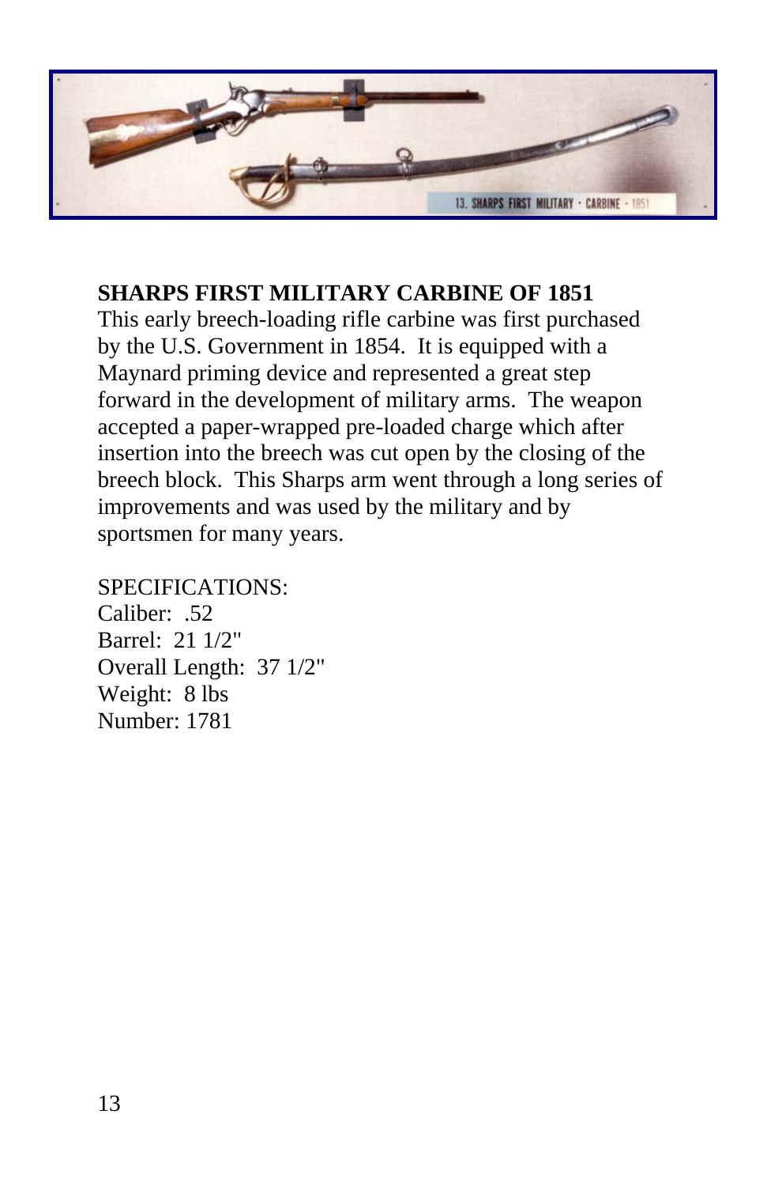**SHARPS FIRST MILITARY CARBINE OF 1851**
This early breech-loading rifle carbine was first purchased by the U.S. Government in 1854. It is equipped with a Maynard priming device and represented a great step forward in the development of military arms. The weapon accepted a paper-wrapped pre-loaded charge which after insertion into the breech was cut open by the closing of the breech block. This Sharps arm went through a long series of improvements and was used by the military and by sportsmen for many years.

SPECIFICATIONS:
Caliber: .52
Barrel: 21 1/2"
Overall Length: 37 1/2"
Weight: 8 lbs
Number: 1781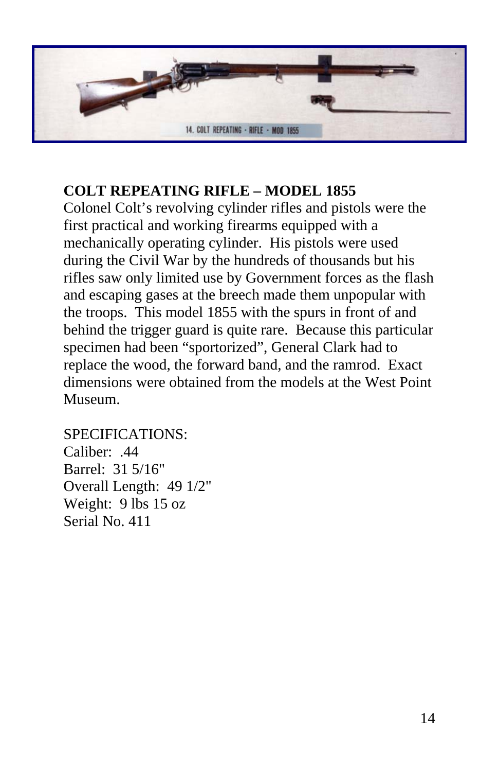**COLT REPEATING RIFLE – MODEL 1855**

Colonel Colt's revolving cylinder rifles and pistols were the first practical and working firearms equipped with a mechanically operating cylinder. His pistols were used during the Civil War by the hundreds of thousands but his rifles saw only limited use by Government forces as the flash and escaping gases at the breech made them unpopular with the troops. This model 1855 with the spurs in front of and behind the trigger guard is quite rare. Because this particular specimen had been "sportorized", General Clark had to replace the wood, the forward band, and the ramrod. Exact dimensions were obtained from the models at the West Point Museum.

SPECIFICATIONS:
Caliber: .44
Barrel: 31 5/16"
Overall Length: 49 1/2"
Weight: 9 lbs 15 oz
Serial No. 411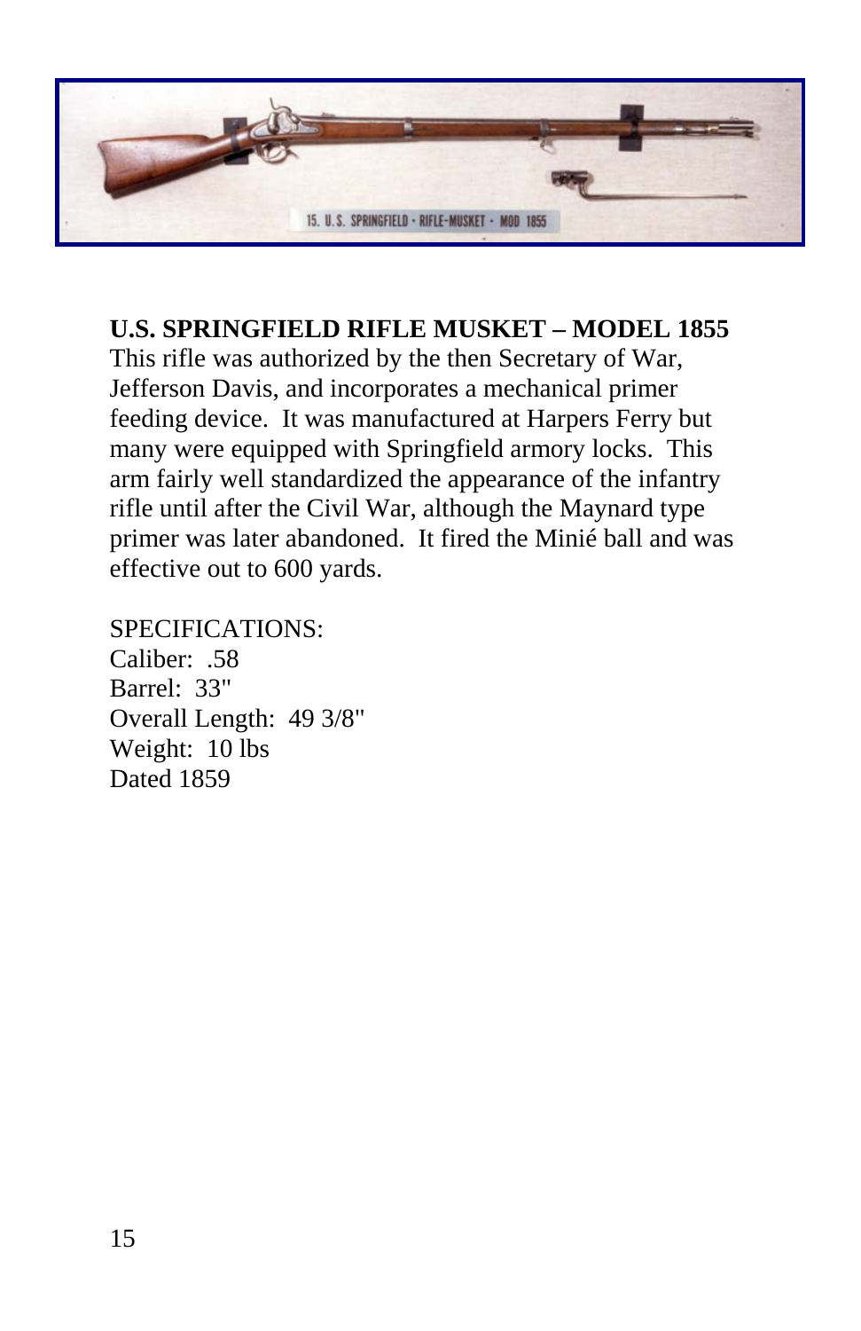**U.S. SPRINGFIELD RIFLE MUSKET – MODEL 1855**

This rifle was authorized by the then Secretary of War, Jefferson Davis, and incorporates a mechanical primer feeding device. It was manufactured at Harpers Ferry but many were equipped with Springfield armory locks. This arm fairly well standardized the appearance of the infantry rifle until after the Civil War, although the Maynard type primer was later abandoned. It fired the Minié ball and was effective out to 600 yards.

SPECIFICATIONS:
Caliber: .58
Barrel: 33"
Overall Length: 49 3/8"
Weight: 10 lbs
Dated 1859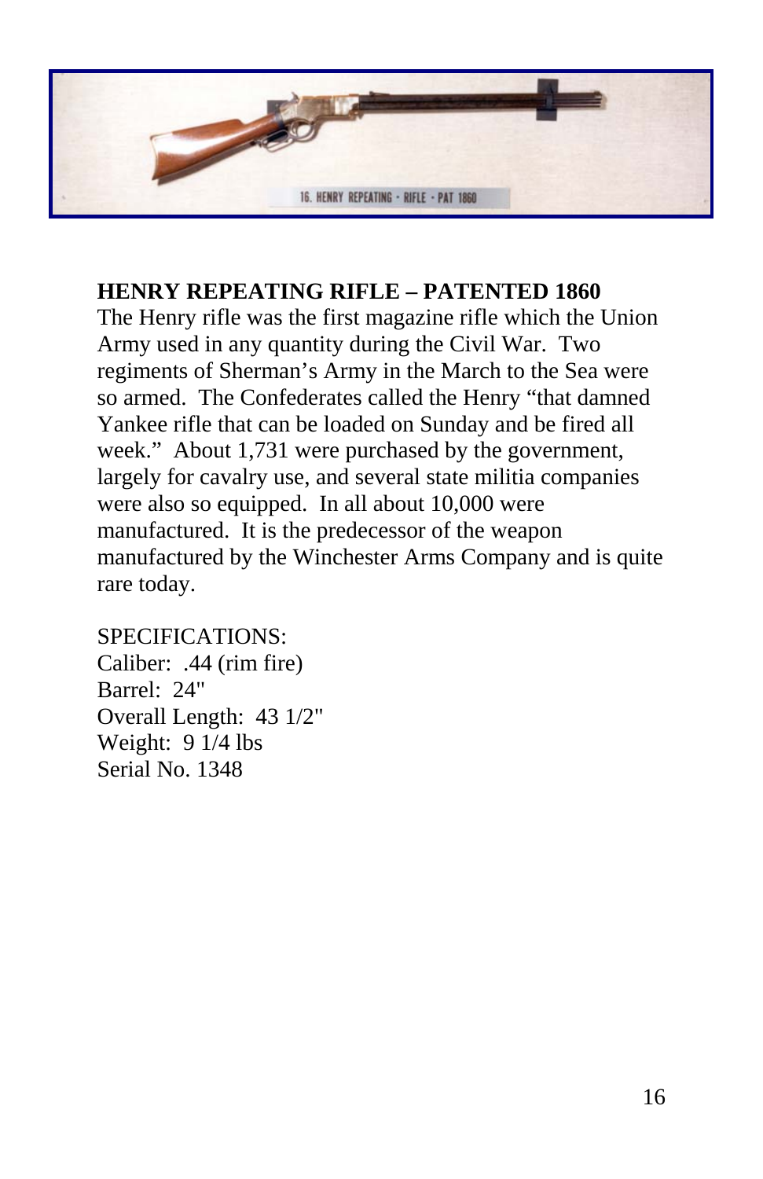**HENRY REPEATING RIFLE – PATENTED 1860**
The Henry rifle was the first magazine rifle which the Union Army used in any quantity during the Civil War. Two regiments of Sherman's Army in the March to the Sea were so armed. The Confederates called the Henry "that damned Yankee rifle that can be loaded on Sunday and be fired all week." About 1,731 were purchased by the government, largely for cavalry use, and several state militia companies were also so equipped. In all about 10,000 were manufactured. It is the predecessor of the weapon manufactured by the Winchester Arms Company and is quite rare today.

SPECIFICATIONS:
Caliber: .44 (rim fire)
Barrel: 24"
Overall Length: 43 1/2"
Weight: 9 1/4 lbs
Serial No. 1348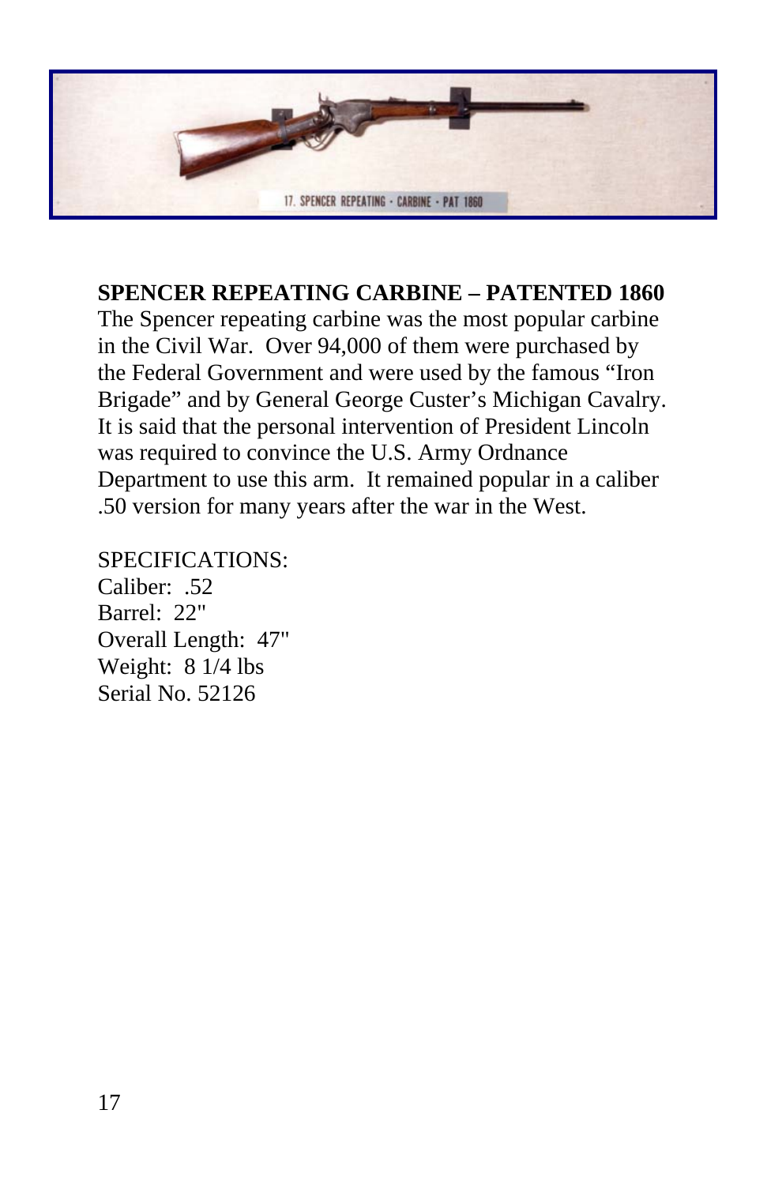**SPENCER REPEATING CARBINE – PATENTED 1860**

The Spencer repeating carbine was the most popular carbine in the Civil War. Over 94,000 of them were purchased by the Federal Government and were used by the famous “Iron Brigade” and by General George Custer’s Michigan Cavalry. It is said that the personal intervention of President Lincoln was required to convince the U.S. Army Ordnance Department to use this arm. It remained popular in a caliber .50 version for many years after the war in the West.

SPECIFICATIONS:
Caliber: .52
Barrel: 22"
Overall Length: 47"
Weight: 8 1/4 lbs
Serial No. 52126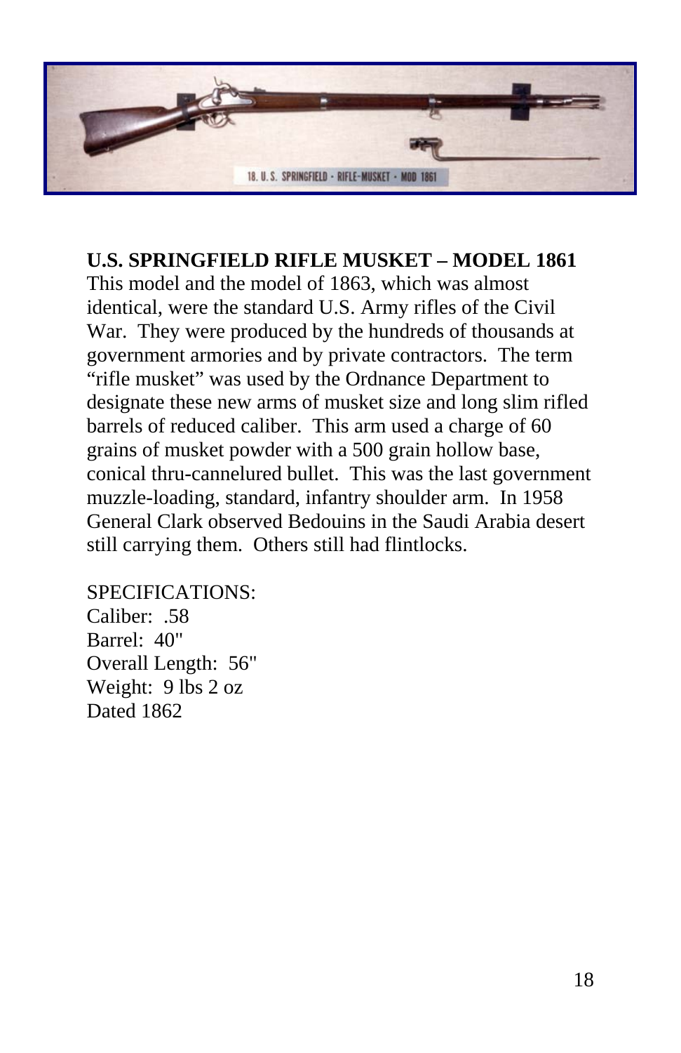**U.S. SPRINGFIELD RIFLE MUSKET – MODEL 1861**
This model and the model of 1863, which was almost identical, were the standard U.S. Army rifles of the Civil War. They were produced by the hundreds of thousands at government armories and by private contractors. The term "rifle musket" was used by the Ordnance Department to designate these new arms of musket size and long slim rifled barrels of reduced caliber. This arm used a charge of 60 grains of musket powder with a 500 grain hollow base, conical thru-cannelured bullet. This was the last government muzzle-loading, standard, infantry shoulder arm. In 1958 General Clark observed Bedouins in the Saudi Arabia desert still carrying them. Others still had flintlocks.

SPECIFICATIONS:
Caliber: .58
Barrel: 40"
Overall Length: 56"
Weight: 9 lbs 2 oz
Dated 1862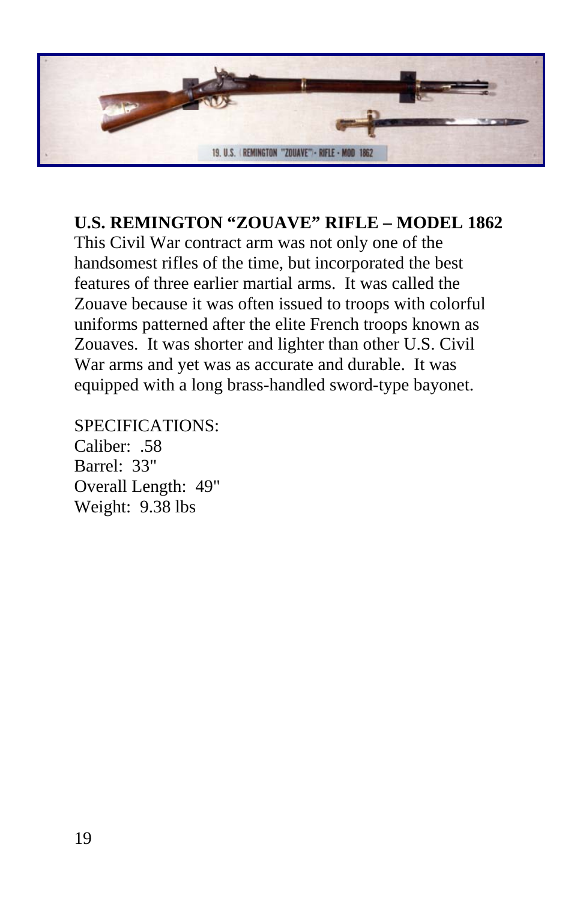**U.S. REMINGTON “ZOUAVE” RIFLE – MODEL 1862**

This Civil War contract arm was not only one of the handsomest rifles of the time, but incorporated the best features of three earlier martial arms. It was called the Zouave because it was often issued to troops with colorful uniforms patterned after the elite French troops known as Zouaves. It was shorter and lighter than other U.S. Civil War arms and yet was as accurate and durable. It was equipped with a long brass-handled sword-type bayonet.

SPECIFICATIONS:
Caliber: .58
Barrel: 33"
Overall Length: 49"
Weight: 9.38 lbs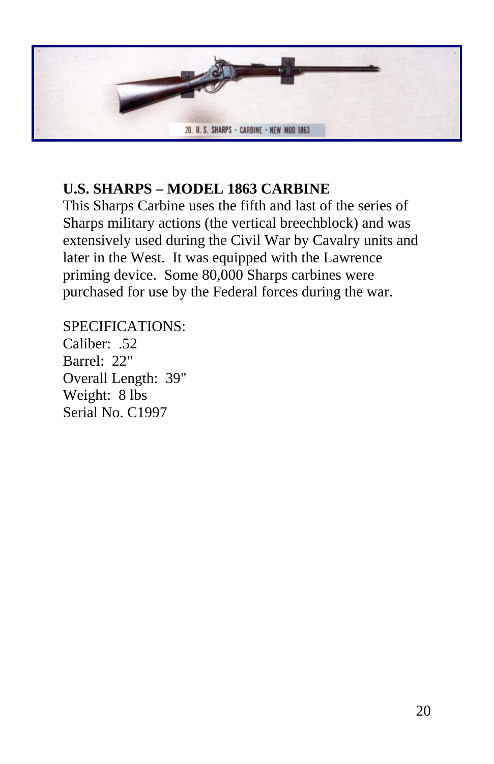**U.S. SHARPS – MODEL 1863 CARBINE**

This Sharps Carbine uses the fifth and last of the series of Sharps military actions (the vertical breechblock) and was extensively used during the Civil War by Cavalry units and later in the West. It was equipped with the Lawrence priming device. Some 80,000 Sharps carbines were purchased for use by the Federal forces during the war.

SPECIFICATIONS:
Caliber: .52
Barrel: 22"
Overall Length: 39"
Weight: 8 lbs
Serial No. C1997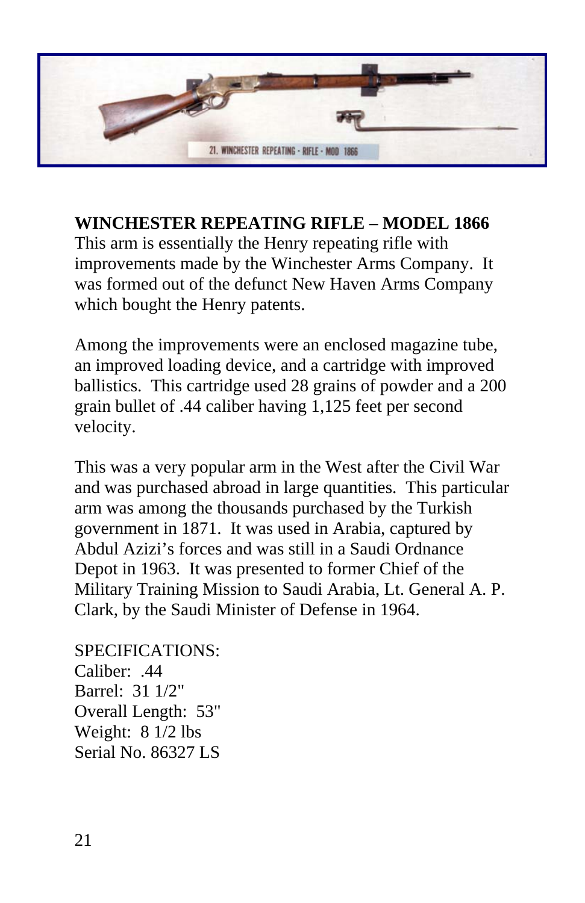**WINCHESTER REPEATING RIFLE – MODEL 1866**
This arm is essentially the Henry repeating rifle with improvements made by the Winchester Arms Company. It was formed out of the defunct New Haven Arms Company which bought the Henry patents.

Among the improvements were an enclosed magazine tube, an improved loading device, and a cartridge with improved ballistics. This cartridge used 28 grains of powder and a 200 grain bullet of .44 caliber having 1,125 feet per second velocity.

This was a very popular arm in the West after the Civil War and was purchased abroad in large quantities. This particular arm was among the thousands purchased by the Turkish government in 1871. It was used in Arabia, captured by Abdul Azizi's forces and was still in a Saudi Ordnance Depot in 1963. It was presented to former Chief of the Military Training Mission to Saudi Arabia, Lt. General A. P. Clark, by the Saudi Minister of Defense in 1964.

SPECIFICATIONS:
Caliber: .44
Barrel: 31 1/2"
Overall Length: 53"
Weight: 8 1/2 lbs
Serial No. 86327 LS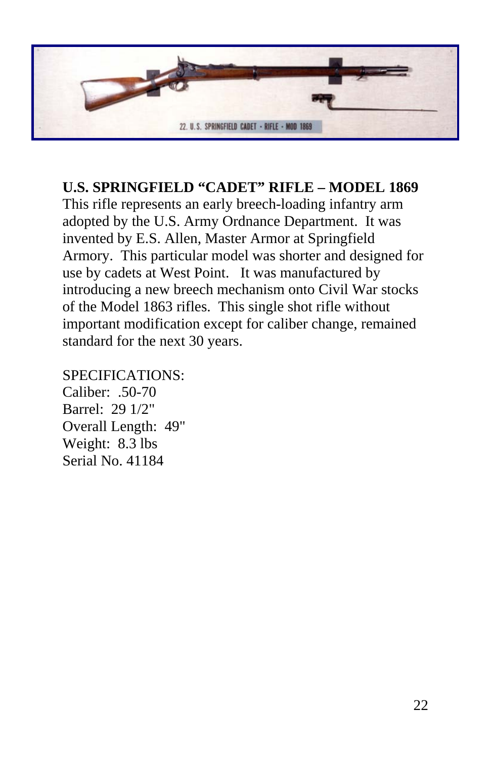**U.S. SPRINGFIELD "CADET" RIFLE – MODEL 1869**
This rifle represents an early breech-loading infantry arm adopted by the U.S. Army Ordnance Department. It was invented by E.S. Allen, Master Armor at Springfield Armory. This particular model was shorter and designed for use by cadets at West Point. It was manufactured by introducing a new breech mechanism onto Civil War stocks of the Model 1863 rifles. This single shot rifle without important modification except for caliber change, remained standard for the next 30 years.

SPECIFICATIONS:
Caliber: .50-70
Barrel: 29 1/2"
Overall Length: 49"
Weight: 8.3 lbs
Serial No. 41184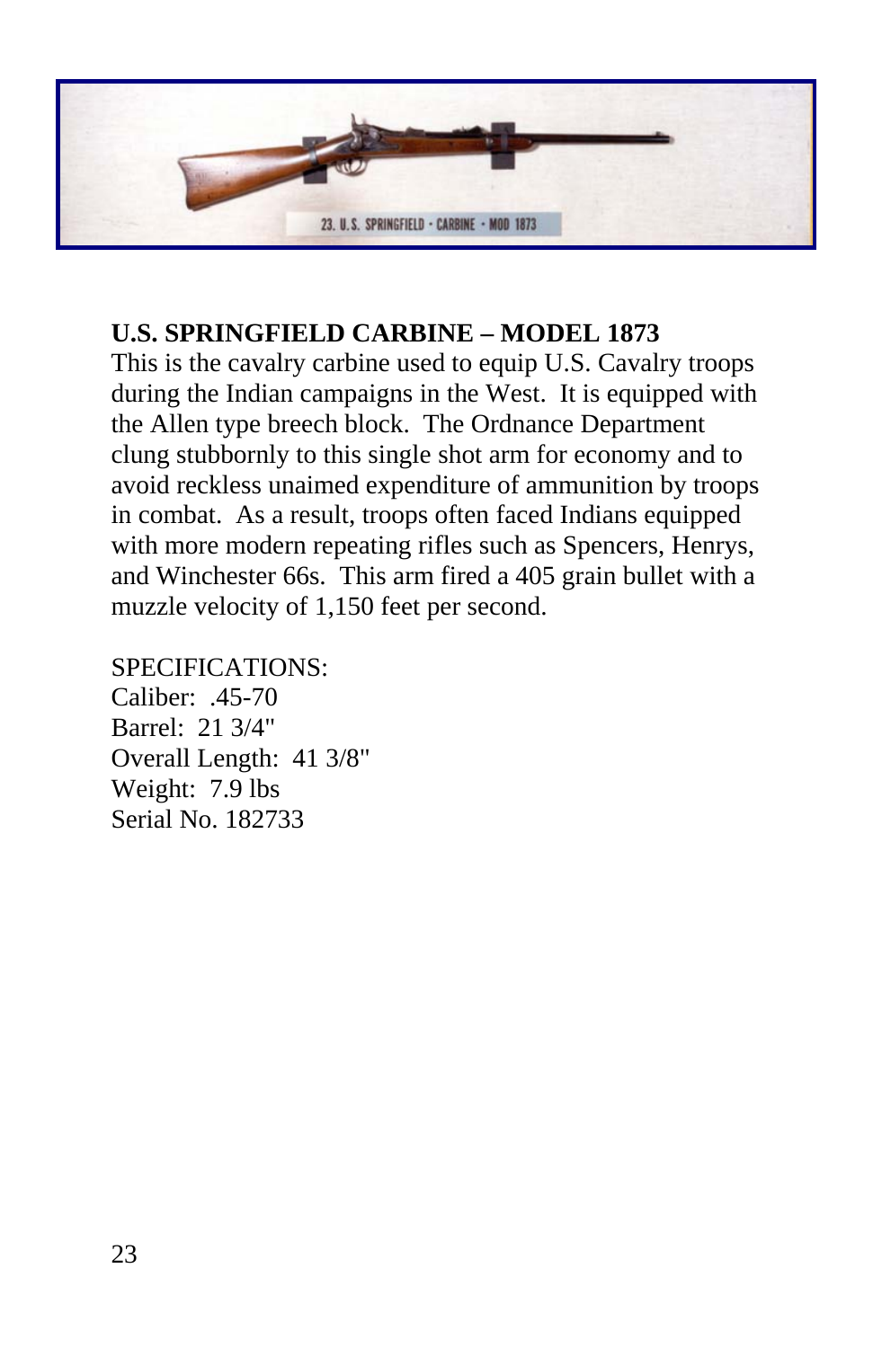## U.S. SPRINGFIELD CARBINE – MODEL 1873

This is the cavalry carbine used to equip U.S. Cavalry troops during the Indian campaigns in the West. It is equipped with the Allen type breech block. The Ordnance Department clung stubbornly to this single shot arm for economy and to avoid reckless unaimed expenditure of ammunition by troops in combat. As a result, troops often faced Indians equipped with more modern repeating rifles such as Spencers, Henrys, and Winchester 66s. This arm fired a 405 grain bullet with a muzzle velocity of 1,150 feet per second.

SPECIFICATIONS:
Caliber: .45-70
Barrel: 21 3/4"
Overall Length: 41 3/8"
Weight: 7.9 lbs
Serial No. 182733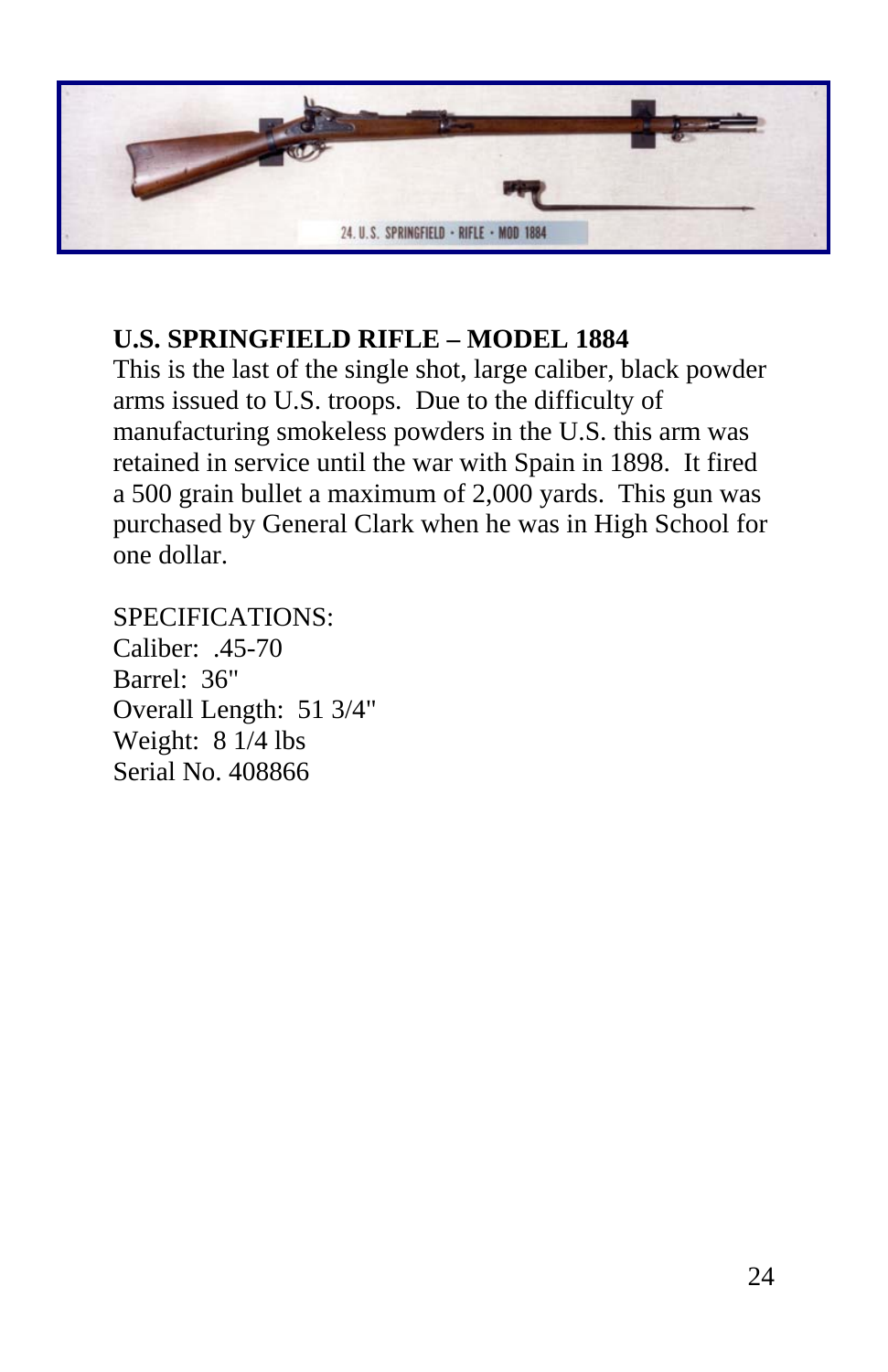**U.S. SPRINGFIELD RIFLE – MODEL 1884**

This is the last of the single shot, large caliber, black powder arms issued to U.S. troops. Due to the difficulty of manufacturing smokeless powders in the U.S. this arm was retained in service until the war with Spain in 1898. It fired a 500 grain bullet a maximum of 2,000 yards. This gun was purchased by General Clark when he was in High School for one dollar.

SPECIFICATIONS:
Caliber: .45-70
Barrel: 36"
Overall Length: 51 3/4"
Weight: 8 1/4 lbs
Serial No. 408866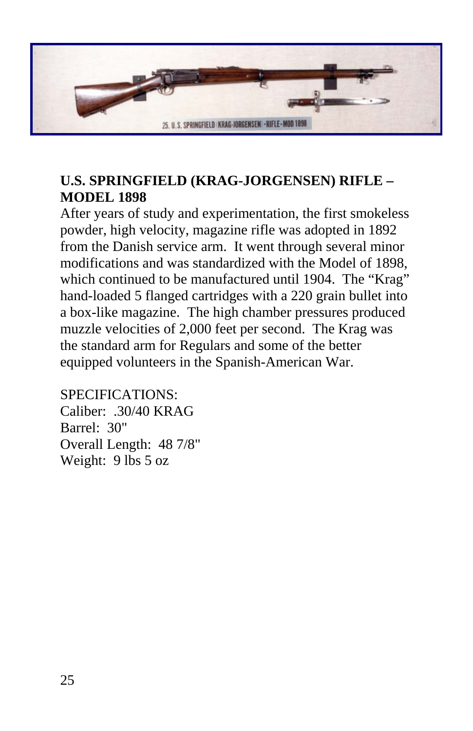## U.S. SPRINGFIELD (KRAG-JORGENSEN) RIFLE – MODEL 1898

After years of study and experimentation, the first smokeless powder, high velocity, magazine rifle was adopted in 1892 from the Danish service arm. It went through several minor modifications and was standardized with the Model of 1898, which continued to be manufactured until 1904. The "Krag" hand-loaded 5 flanged cartridges with a 220 grain bullet into a box-like magazine. The high chamber pressures produced muzzle velocities of 2,000 feet per second. The Krag was the standard arm for Regulars and some of the better equipped volunteers in the Spanish-American War.

SPECIFICATIONS:
Caliber: .30/40 KRAG
Barrel: 30"
Overall Length: 48 7/8"
Weight: 9 lbs 5 oz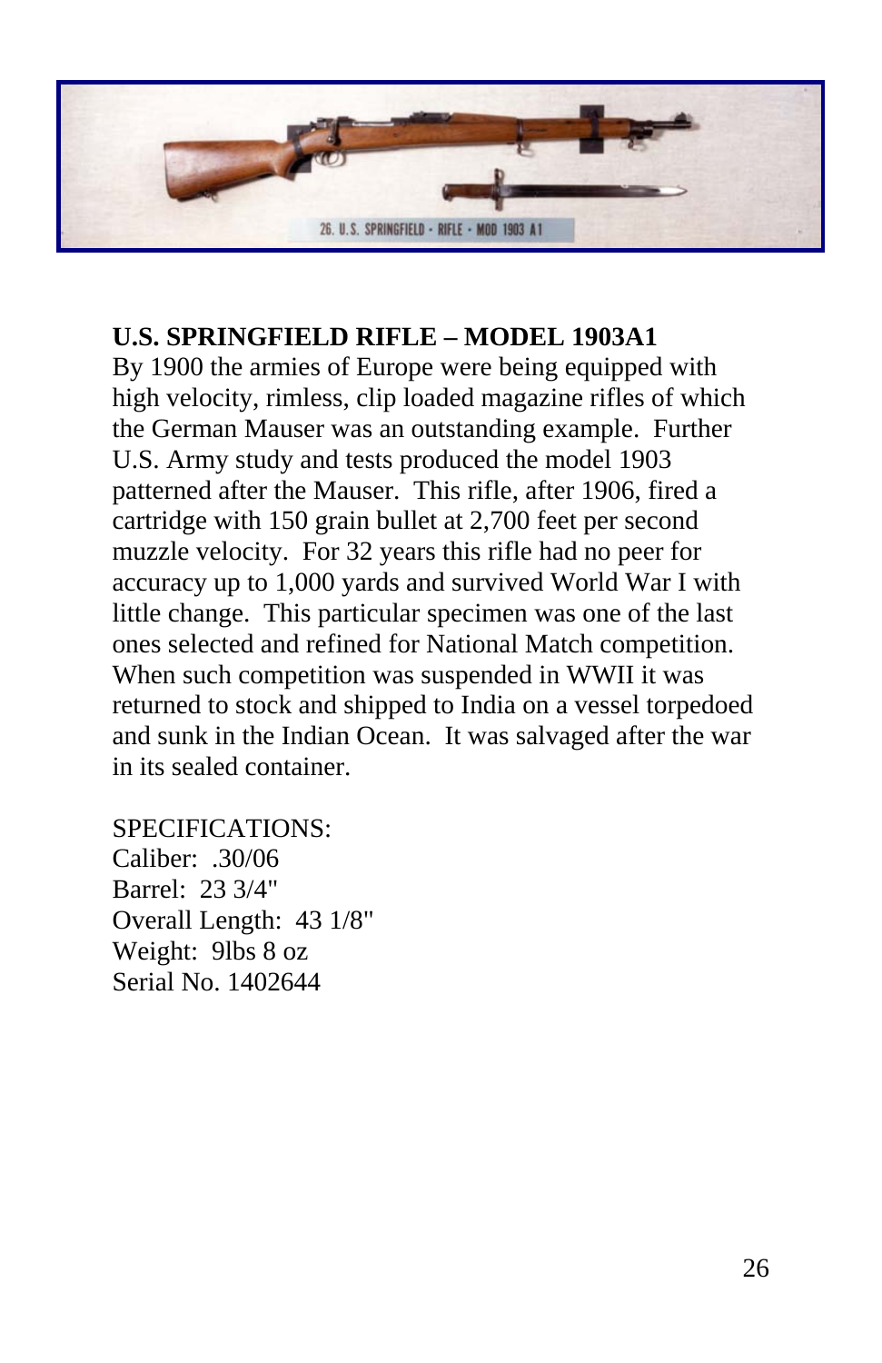**U.S. SPRINGFIELD RIFLE – MODEL 1903A1**

By 1900 the armies of Europe were being equipped with high velocity, rimless, clip loaded magazine rifles of which the German Mauser was an outstanding example. Further U.S. Army study and tests produced the model 1903 patterned after the Mauser. This rifle, after 1906, fired a cartridge with 150 grain bullet at 2,700 feet per second muzzle velocity. For 32 years this rifle had no peer for accuracy up to 1,000 yards and survived World War I with little change. This particular specimen was one of the last ones selected and refined for National Match competition. When such competition was suspended in WWII it was returned to stock and shipped to India on a vessel torpedoed and sunk in the Indian Ocean. It was salvaged after the war in its sealed container.

SPECIFICATIONS:
Caliber: .30/06
Barrel: 23 3/4"
Overall Length: 43 1/8"
Weight: 9lbs 8 oz
Serial No. 1402644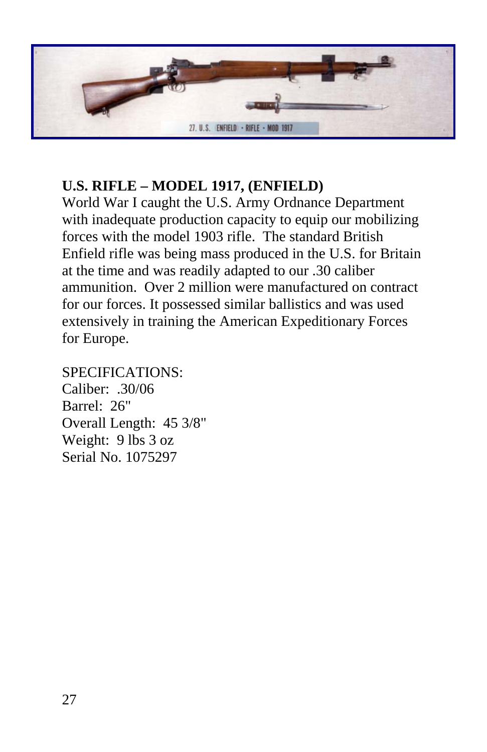**U.S. RIFLE – MODEL 1917, (ENFIELD)**
World War I caught the U.S. Army Ordnance Department with inadequate production capacity to equip our mobilizing forces with the model 1903 rifle. The standard British Enfield rifle was being mass produced in the U.S. for Britain at the time and was readily adapted to our .30 caliber ammunition. Over 2 million were manufactured on contract for our forces. It possessed similar ballistics and was used extensively in training the American Expeditionary Forces for Europe.

SPECIFICATIONS:
Caliber: .30/06
Barrel: 26"
Overall Length: 45 3/8"
Weight: 9 lbs 3 oz
Serial No. 1075297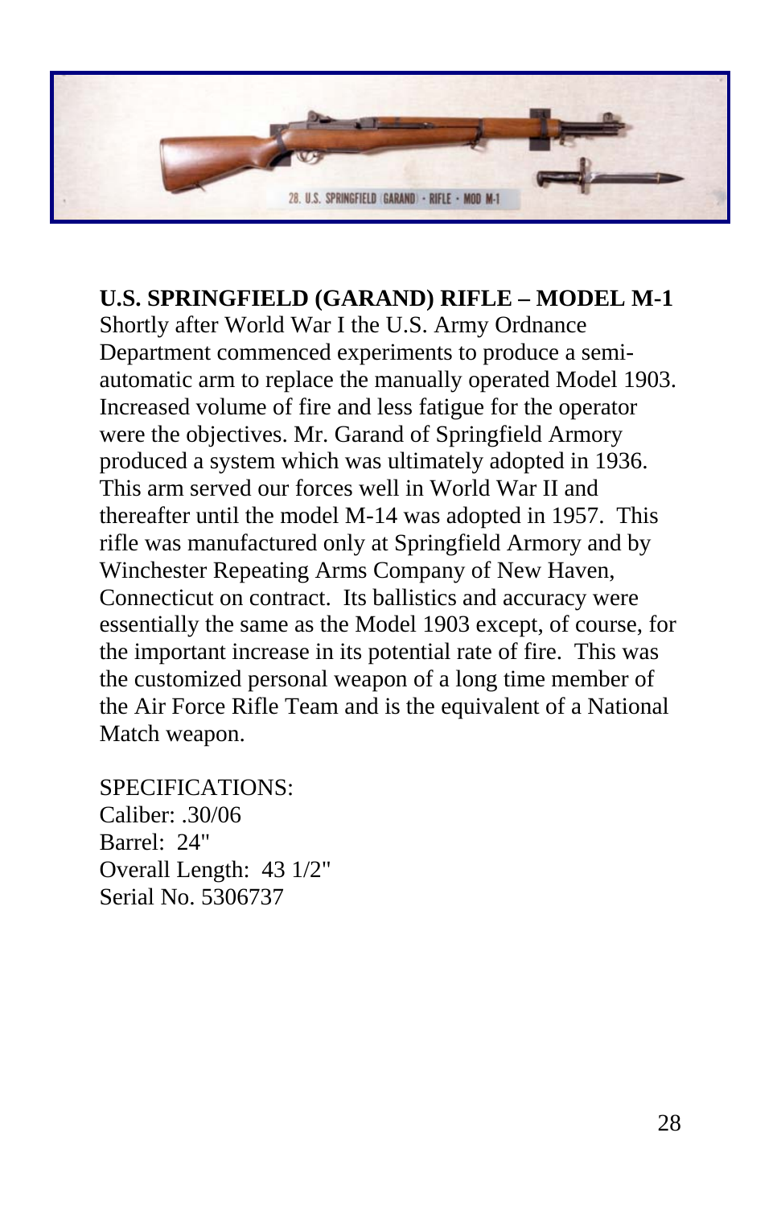**U.S. SPRINGFIELD (GARAND) RIFLE – MODEL M-1**
Shortly after World War I the U.S. Army Ordnance Department commenced experiments to produce a semi-automatic arm to replace the manually operated Model 1903. Increased volume of fire and less fatigue for the operator were the objectives. Mr. Garand of Springfield Armory produced a system which was ultimately adopted in 1936. This arm served our forces well in World War II and thereafter until the model M-14 was adopted in 1957. This rifle was manufactured only at Springfield Armory and by Winchester Repeating Arms Company of New Haven, Connecticut on contract. Its ballistics and accuracy were essentially the same as the Model 1903 except, of course, for the important increase in its potential rate of fire. This was the customized personal weapon of a long time member of the Air Force Rifle Team and is the equivalent of a National Match weapon.

SPECIFICATIONS:
Caliber: .30/06
Barrel: 24"
Overall Length: 43 1/2"
Serial No. 5306737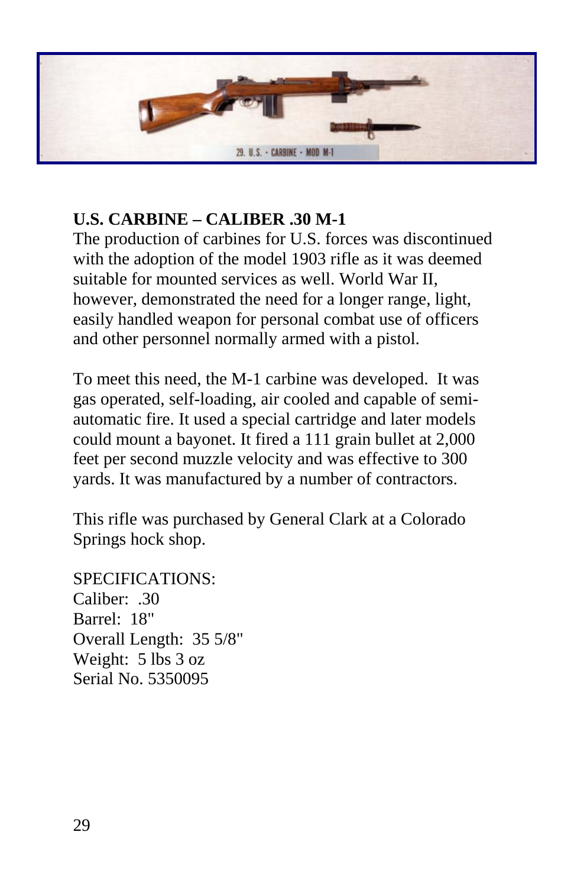## U.S. CARBINE – CALIBER .30 M-1

The production of carbines for U.S. forces was discontinued with the adoption of the model 1903 rifle as it was deemed suitable for mounted services as well. World War II, however, demonstrated the need for a longer range, light, easily handled weapon for personal combat use of officers and other personnel normally armed with a pistol.

To meet this need, the M-1 carbine was developed. It was gas operated, self-loading, air cooled and capable of semi-automatic fire. It used a special cartridge and later models could mount a bayonet. It fired a 111 grain bullet at 2,000 feet per second muzzle velocity and was effective to 300 yards. It was manufactured by a number of contractors.

This rifle was purchased by General Clark at a Colorado Springs hock shop.

SPECIFICATIONS:
Caliber: .30
Barrel: 18"
Overall Length: 35 5/8"
Weight: 5 lbs 3 oz
Serial No. 5350095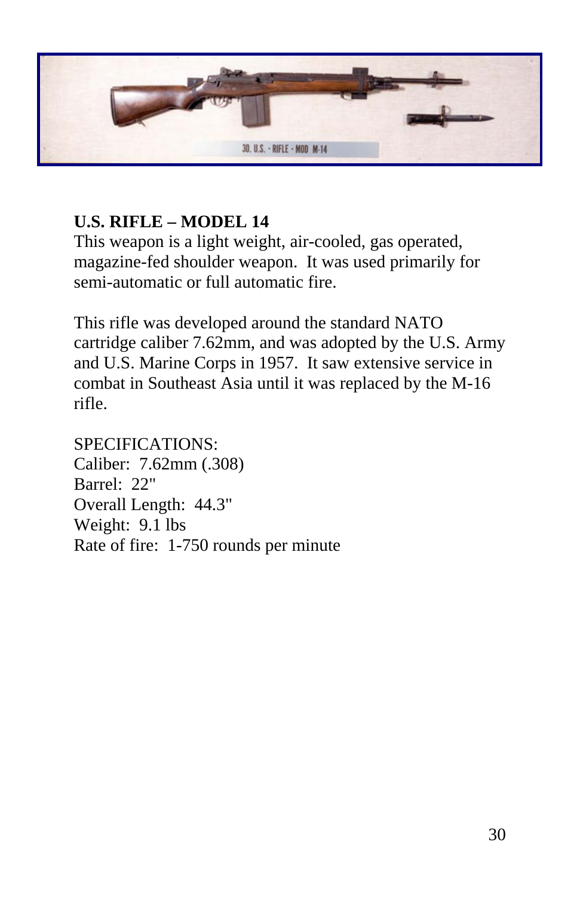**U.S. RIFLE – MODEL 14**

This weapon is a light weight, air-cooled, gas operated, magazine-fed shoulder weapon. It was used primarily for semi-automatic or full automatic fire.

This rifle was developed around the standard NATO cartridge caliber 7.62mm, and was adopted by the U.S. Army and U.S. Marine Corps in 1957. It saw extensive service in combat in Southeast Asia until it was replaced by the M-16 rifle.

SPECIFICATIONS:
Caliber: 7.62mm (.308)
Barrel: 22"
Overall Length: 44.3"
Weight: 9.1 lbs
Rate of fire: 1-750 rounds per minute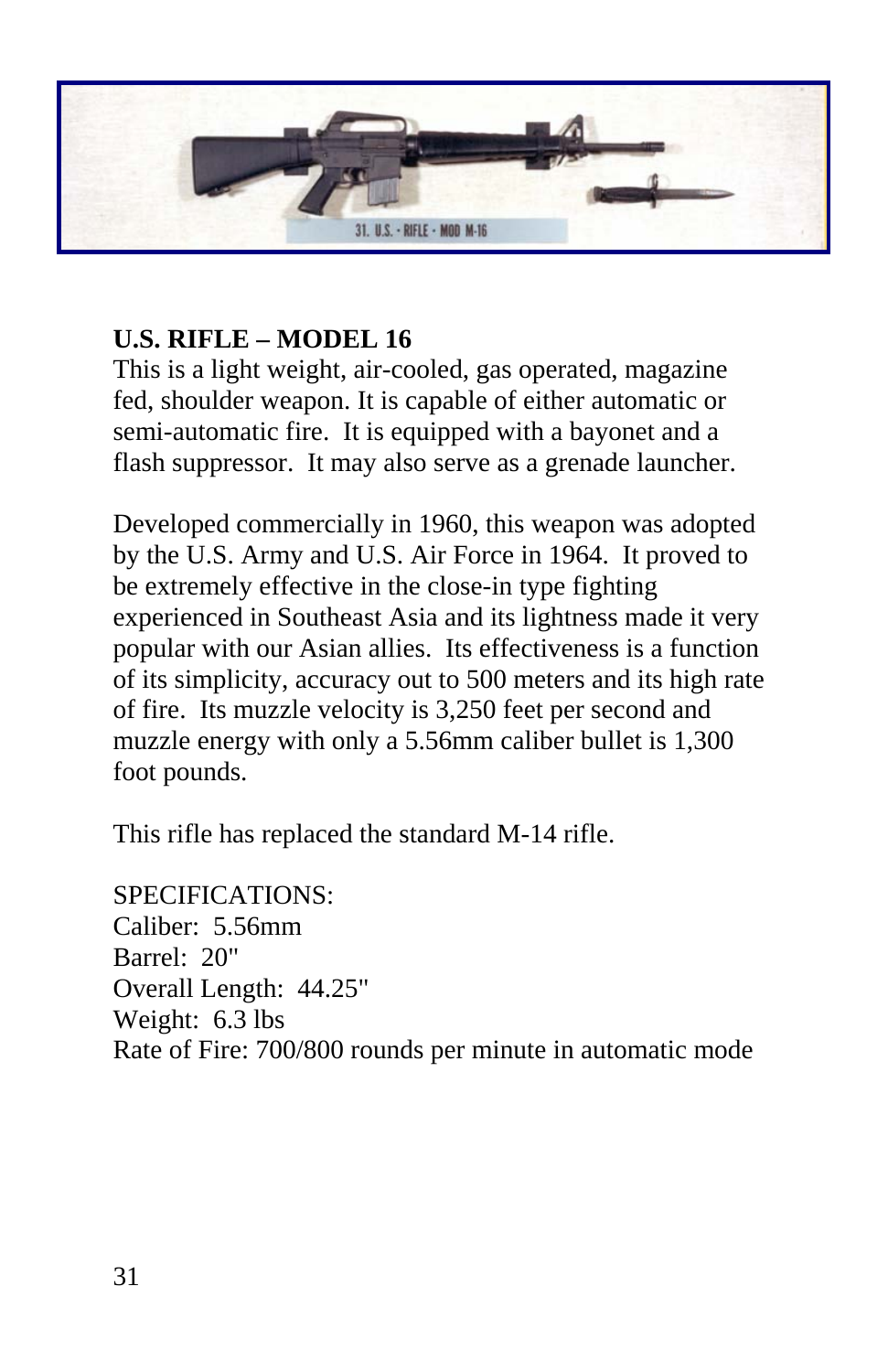**U.S. RIFLE – MODEL 16**

This is a light weight, air-cooled, gas operated, magazine fed, shoulder weapon. It is capable of either automatic or semi-automatic fire. It is equipped with a bayonet and a flash suppressor. It may also serve as a grenade launcher.

Developed commercially in 1960, this weapon was adopted by the U.S. Army and U.S. Air Force in 1964. It proved to be extremely effective in the close-in type fighting experienced in Southeast Asia and its lightness made it very popular with our Asian allies. Its effectiveness is a function of its simplicity, accuracy out to 500 meters and its high rate of fire. Its muzzle velocity is 3,250 feet per second and muzzle energy with only a 5.56mm caliber bullet is 1,300 foot pounds.

This rifle has replaced the standard M-14 rifle.

SPECIFICATIONS:
Caliber: 5.56mm
Barrel: 20"
Overall Length: 44.25"
Weight: 6.3 lbs
Rate of Fire: 700/800 rounds per minute in automatic mode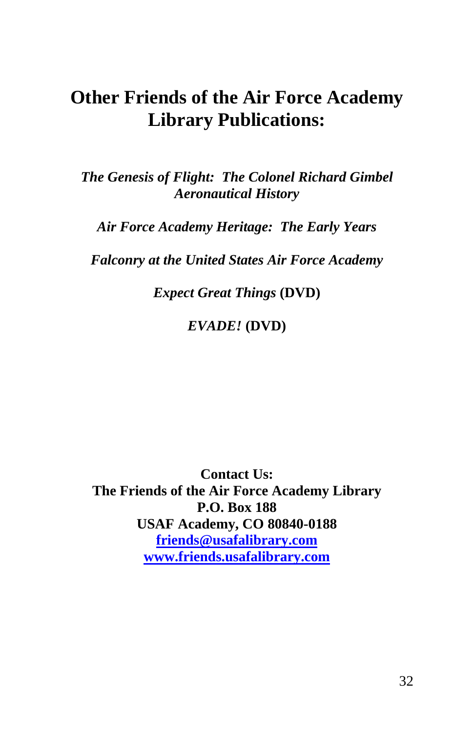# Other Friends of the Air Force Academy Library Publications:

*The Genesis of Flight: The Colonel Richard Gimbel Aeronautical History*

*Air Force Academy Heritage: The Early Years*

*Falconry at the United States Air Force Academy*

***Expect Great Things*** **(DVD)**

***EVADE!*** **(DVD)**

**Contact Us:**
**The Friends of the Air Force Academy Library**
**P.O. Box 188**
**USAF Academy, CO 80840-0188**
**friends@usafalibrary.com**
**www.friends.usafalibrary.com**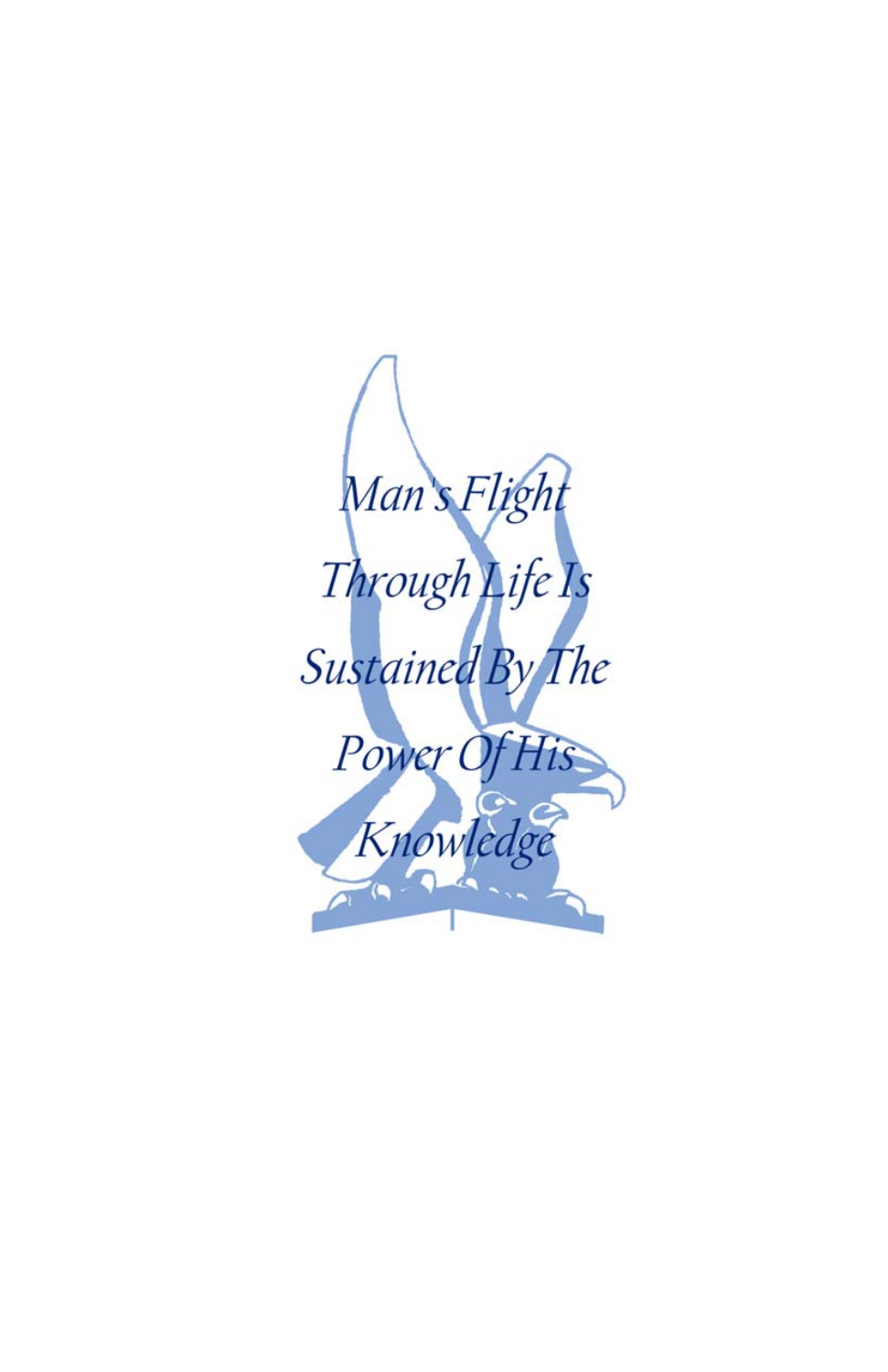*Man's Flight*

*Through Life Is*

*Sustained By The*

*Power Of His*

*Knowledge*